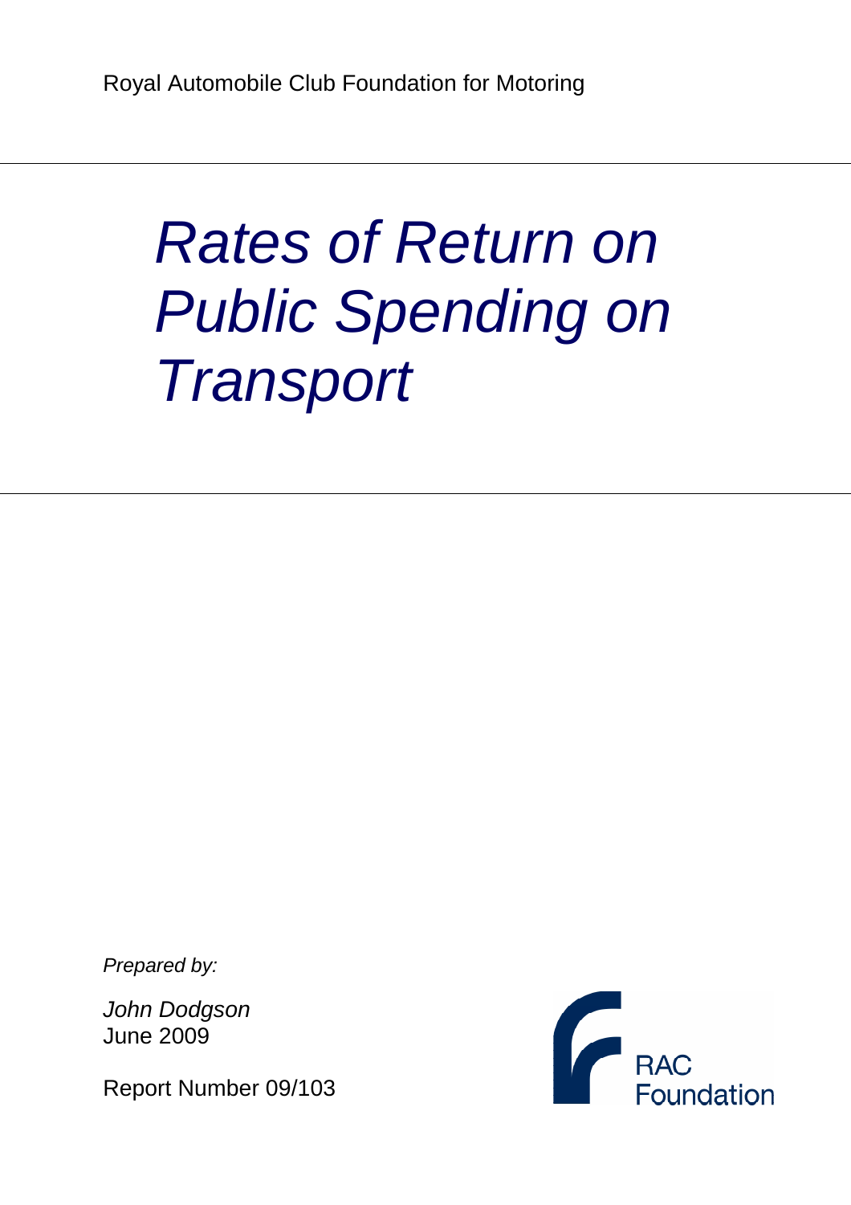Royal Automobile Club Foundation for Motoring

# *Rates of Return on Public Spending on Transport*

*Prepared by:*

*John Dodgson*
June 2009

Report Number 09/103

RAC Foundation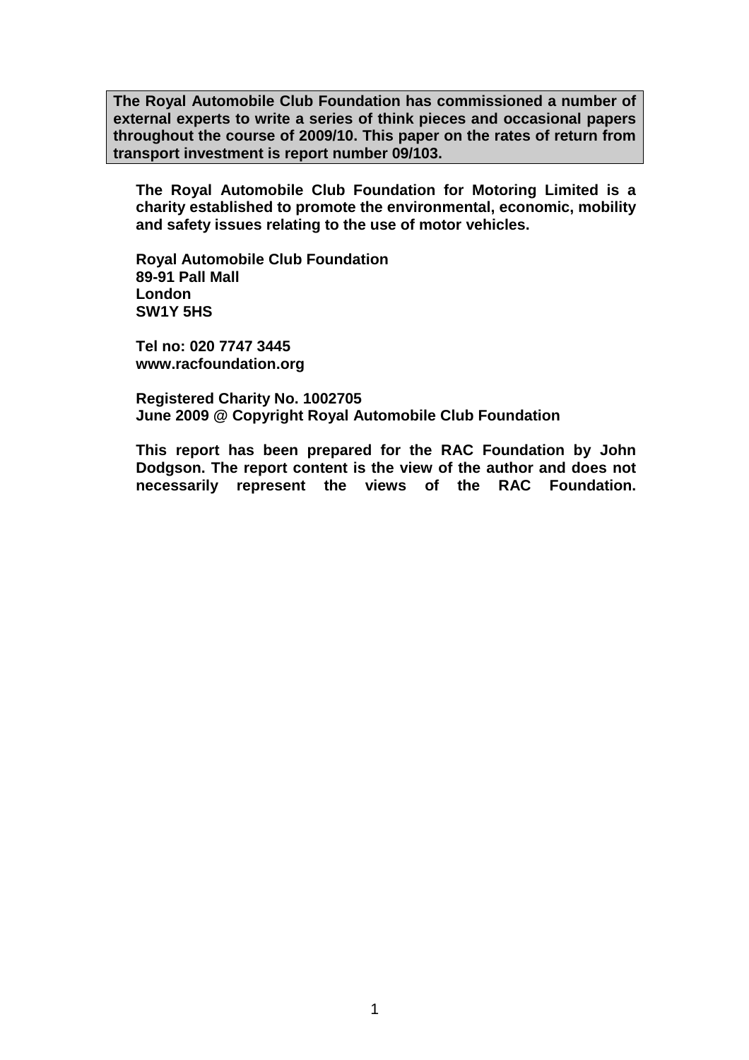**The Royal Automobile Club Foundation has commissioned a number of external experts to write a series of think pieces and occasional papers throughout the course of 2009/10. This paper on the rates of return from transport investment is report number 09/103.**

**The Royal Automobile Club Foundation for Motoring Limited is a charity established to promote the environmental, economic, mobility and safety issues relating to the use of motor vehicles.**

**Royal Automobile Club Foundation**
**89-91 Pall Mall**
**London**
**SW1Y 5HS**

**Tel no: 020 7747 3445**
**www.racfoundation.org**

**Registered Charity No. 1002705**
**June 2009 @ Copyright Royal Automobile Club Foundation**

**This report has been prepared for the RAC Foundation by John Dodgson. The report content is the view of the author and does not necessarily represent the views of the RAC Foundation.**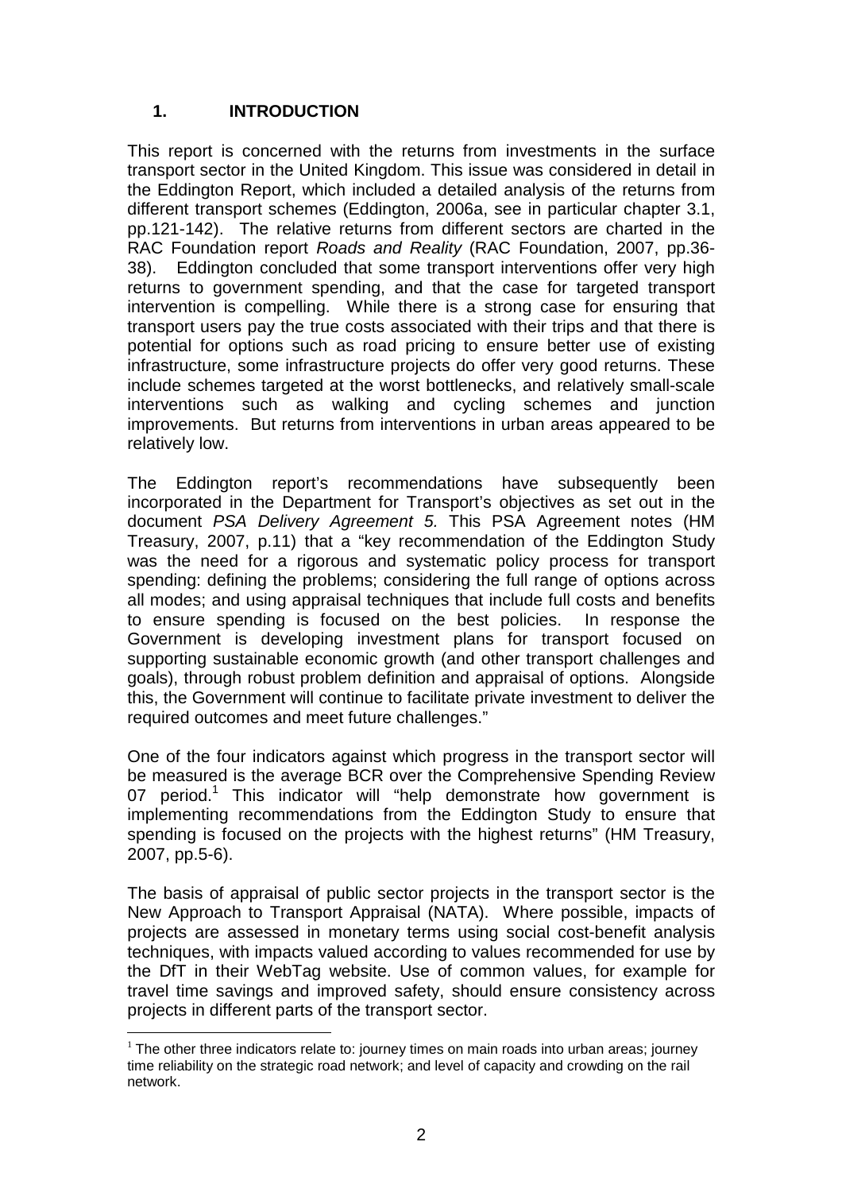## 1. INTRODUCTION

This report is concerned with the returns from investments in the surface transport sector in the United Kingdom. This issue was considered in detail in the Eddington Report, which included a detailed analysis of the returns from different transport schemes (Eddington, 2006a, see in particular chapter 3.1, pp.121-142). The relative returns from different sectors are charted in the RAC Foundation report *Roads and Reality* (RAC Foundation, 2007, pp.36-38). Eddington concluded that some transport interventions offer very high returns to government spending, and that the case for targeted transport intervention is compelling. While there is a strong case for ensuring that transport users pay the true costs associated with their trips and that there is potential for options such as road pricing to ensure better use of existing infrastructure, some infrastructure projects do offer very good returns. These include schemes targeted at the worst bottlenecks, and relatively small-scale interventions such as walking and cycling schemes and junction improvements. But returns from interventions in urban areas appeared to be relatively low.

The Eddington report's recommendations have subsequently been incorporated in the Department for Transport's objectives as set out in the document *PSA Delivery Agreement 5.* This PSA Agreement notes (HM Treasury, 2007, p.11) that a "key recommendation of the Eddington Study was the need for a rigorous and systematic policy process for transport spending: defining the problems; considering the full range of options across all modes; and using appraisal techniques that include full costs and benefits to ensure spending is focused on the best policies. In response the Government is developing investment plans for transport focused on supporting sustainable economic growth (and other transport challenges and goals), through robust problem definition and appraisal of options. Alongside this, the Government will continue to facilitate private investment to deliver the required outcomes and meet future challenges."

One of the four indicators against which progress in the transport sector will be measured is the average BCR over the Comprehensive Spending Review 07 period.[1] This indicator will "help demonstrate how government is implementing recommendations from the Eddington Study to ensure that spending is focused on the projects with the highest returns" (HM Treasury, 2007, pp.5-6).

The basis of appraisal of public sector projects in the transport sector is the New Approach to Transport Appraisal (NATA). Where possible, impacts of projects are assessed in monetary terms using social cost-benefit analysis techniques, with impacts valued according to values recommended for use by the DfT in their WebTag website. Use of common values, for example for travel time savings and improved safety, should ensure consistency across projects in different parts of the transport sector.

[1] The other three indicators relate to: journey times on main roads into urban areas; journey time reliability on the strategic road network; and level of capacity and crowding on the rail network.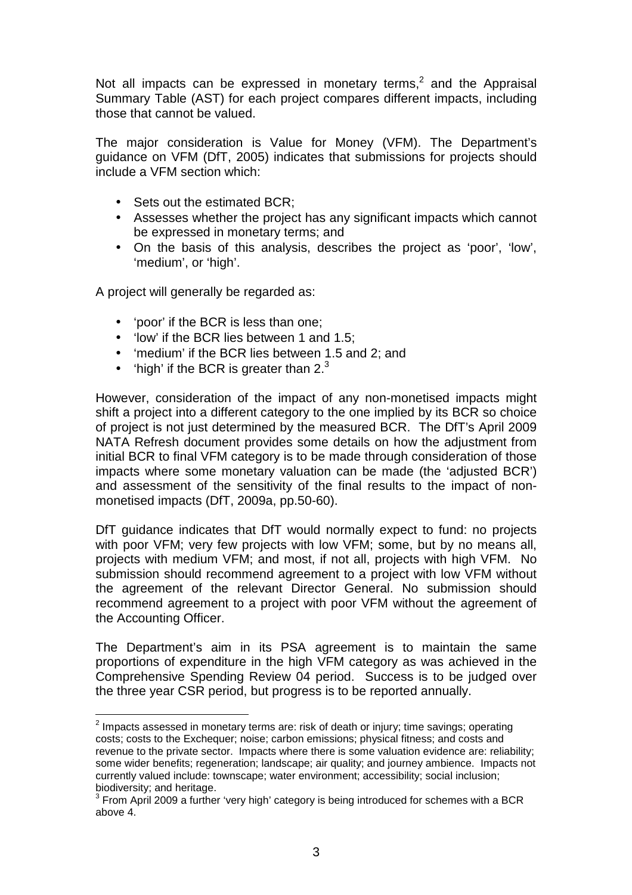Not all impacts can be expressed in monetary terms,[2] and the Appraisal Summary Table (AST) for each project compares different impacts, including those that cannot be valued.

The major consideration is Value for Money (VFM). The Department's guidance on VFM (DfT, 2005) indicates that submissions for projects should include a VFM section which:

- Sets out the estimated BCR;
- Assesses whether the project has any significant impacts which cannot be expressed in monetary terms; and
- On the basis of this analysis, describes the project as 'poor', 'low', 'medium', or 'high'.

A project will generally be regarded as:

- 'poor' if the BCR is less than one;
- 'low' if the BCR lies between 1 and 1.5;
- 'medium' if the BCR lies between 1.5 and 2; and
- 'high' if the BCR is greater than 2.[3]

However, consideration of the impact of any non-monetised impacts might shift a project into a different category to the one implied by its BCR so choice of project is not just determined by the measured BCR. The DfT's April 2009 NATA Refresh document provides some details on how the adjustment from initial BCR to final VFM category is to be made through consideration of those impacts where some monetary valuation can be made (the 'adjusted BCR') and assessment of the sensitivity of the final results to the impact of non-monetised impacts (DfT, 2009a, pp.50-60).

DfT guidance indicates that DfT would normally expect to fund: no projects with poor VFM; very few projects with low VFM; some, but by no means all, projects with medium VFM; and most, if not all, projects with high VFM. No submission should recommend agreement to a project with low VFM without the agreement of the relevant Director General. No submission should recommend agreement to a project with poor VFM without the agreement of the Accounting Officer.

The Department's aim in its PSA agreement is to maintain the same proportions of expenditure in the high VFM category as was achieved in the Comprehensive Spending Review 04 period. Success is to be judged over the three year CSR period, but progress is to be reported annually.

---

[2] Impacts assessed in monetary terms are: risk of death or injury; time savings; operating costs; costs to the Exchequer; noise; carbon emissions; physical fitness; and costs and revenue to the private sector. Impacts where there is some valuation evidence are: reliability; some wider benefits; regeneration; landscape; air quality; and journey ambience. Impacts not currently valued include: townscape; water environment; accessibility; social inclusion; biodiversity; and heritage.

[3] From April 2009 a further 'very high' category is being introduced for schemes with a BCR above 4.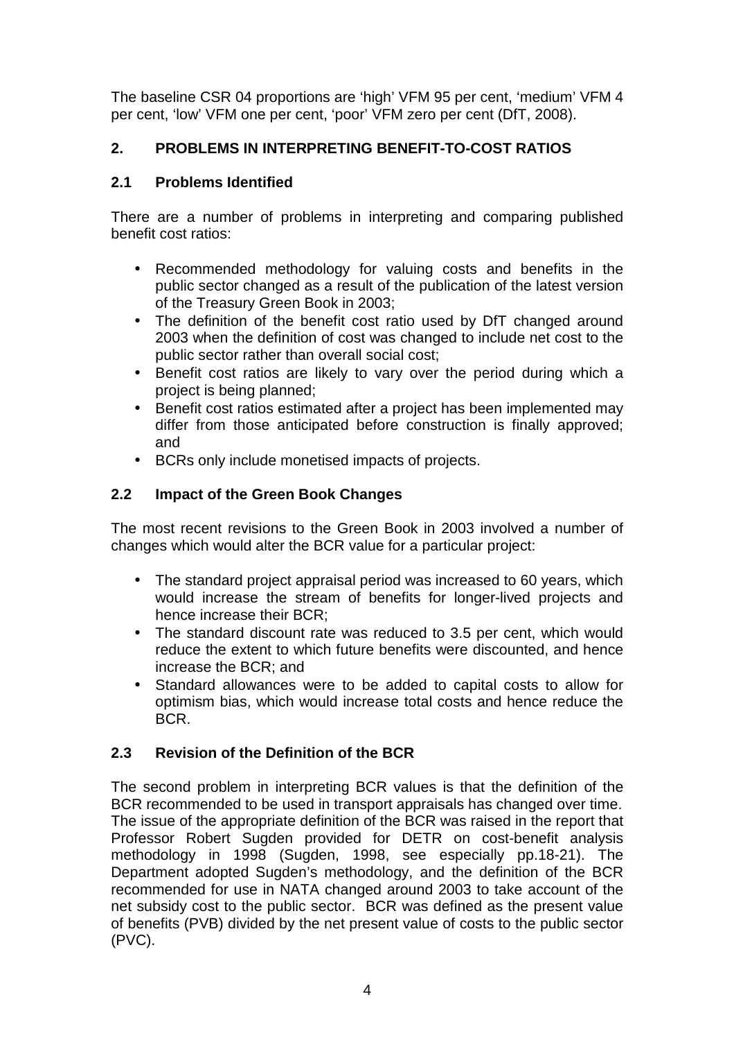The baseline CSR 04 proportions are ‘high’ VFM 95 per cent, ‘medium’ VFM 4 per cent, ‘low’ VFM one per cent, ‘poor’ VFM zero per cent (DfT, 2008).

## 2. PROBLEMS IN INTERPRETING BENEFIT-TO-COST RATIOS

### 2.1 Problems Identified

There are a number of problems in interpreting and comparing published benefit cost ratios:

- Recommended methodology for valuing costs and benefits in the public sector changed as a result of the publication of the latest version of the Treasury Green Book in 2003;
- The definition of the benefit cost ratio used by DfT changed around 2003 when the definition of cost was changed to include net cost to the public sector rather than overall social cost;
- Benefit cost ratios are likely to vary over the period during which a project is being planned;
- Benefit cost ratios estimated after a project has been implemented may differ from those anticipated before construction is finally approved; and
- BCRs only include monetised impacts of projects.

### 2.2 Impact of the Green Book Changes

The most recent revisions to the Green Book in 2003 involved a number of changes which would alter the BCR value for a particular project:

- The standard project appraisal period was increased to 60 years, which would increase the stream of benefits for longer-lived projects and hence increase their BCR;
- The standard discount rate was reduced to 3.5 per cent, which would reduce the extent to which future benefits were discounted, and hence increase the BCR; and
- Standard allowances were to be added to capital costs to allow for optimism bias, which would increase total costs and hence reduce the BCR.

### 2.3 Revision of the Definition of the BCR

The second problem in interpreting BCR values is that the definition of the BCR recommended to be used in transport appraisals has changed over time. The issue of the appropriate definition of the BCR was raised in the report that Professor Robert Sugden provided for DETR on cost-benefit analysis methodology in 1998 (Sugden, 1998, see especially pp.18-21). The Department adopted Sugden’s methodology, and the definition of the BCR recommended for use in NATA changed around 2003 to take account of the net subsidy cost to the public sector. BCR was defined as the present value of benefits (PVB) divided by the net present value of costs to the public sector (PVC).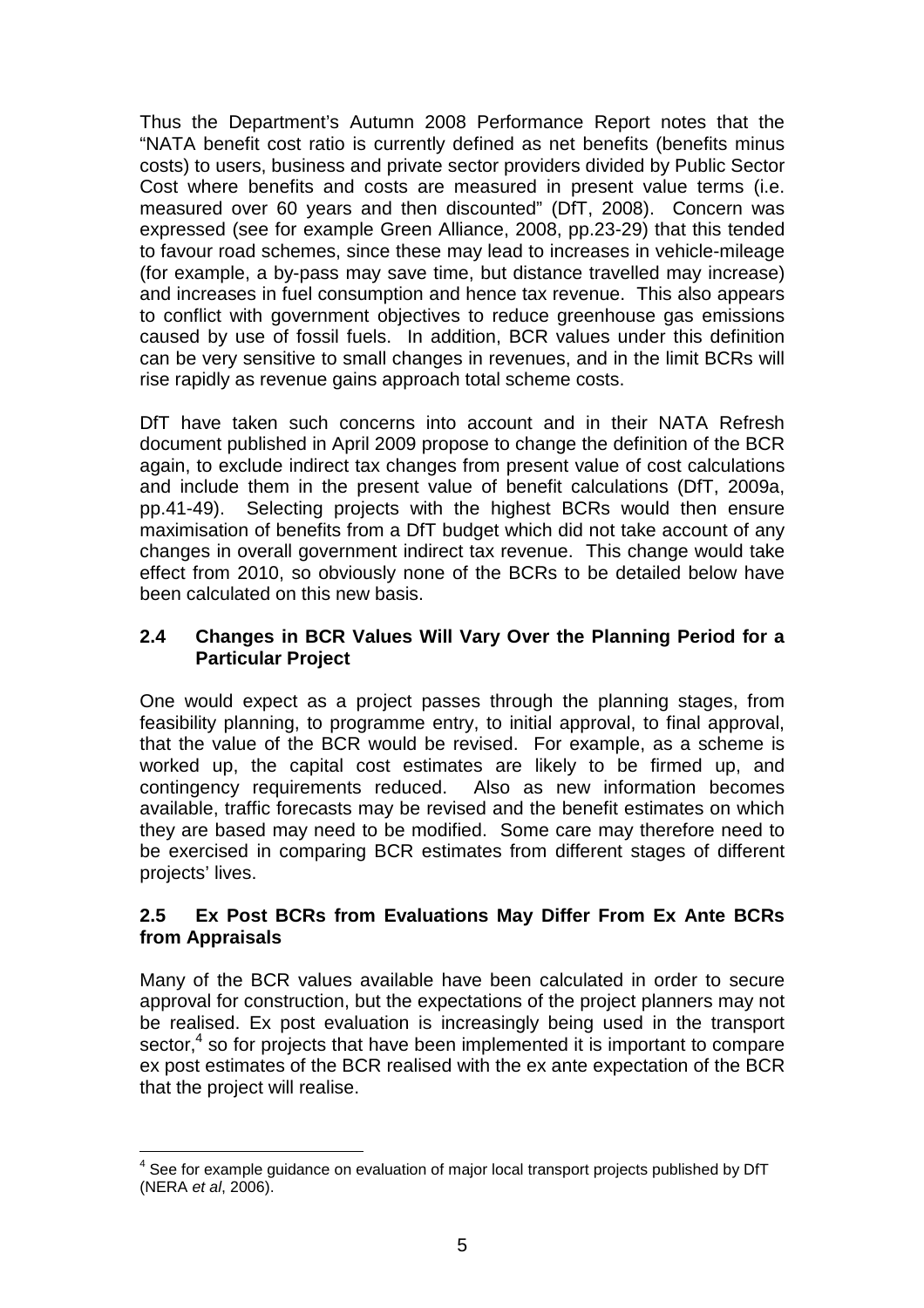Thus the Department's Autumn 2008 Performance Report notes that the "NATA benefit cost ratio is currently defined as net benefits (benefits minus costs) to users, business and private sector providers divided by Public Sector Cost where benefits and costs are measured in present value terms (i.e. measured over 60 years and then discounted" (DfT, 2008). Concern was expressed (see for example Green Alliance, 2008, pp.23-29) that this tended to favour road schemes, since these may lead to increases in vehicle-mileage (for example, a by-pass may save time, but distance travelled may increase) and increases in fuel consumption and hence tax revenue. This also appears to conflict with government objectives to reduce greenhouse gas emissions caused by use of fossil fuels. In addition, BCR values under this definition can be very sensitive to small changes in revenues, and in the limit BCRs will rise rapidly as revenue gains approach total scheme costs.

DfT have taken such concerns into account and in their NATA Refresh document published in April 2009 propose to change the definition of the BCR again, to exclude indirect tax changes from present value of cost calculations and include them in the present value of benefit calculations (DfT, 2009a, pp.41-49). Selecting projects with the highest BCRs would then ensure maximisation of benefits from a DfT budget which did not take account of any changes in overall government indirect tax revenue. This change would take effect from 2010, so obviously none of the BCRs to be detailed below have been calculated on this new basis.

### 2.4 Changes in BCR Values Will Vary Over the Planning Period for a Particular Project

One would expect as a project passes through the planning stages, from feasibility planning, to programme entry, to initial approval, to final approval, that the value of the BCR would be revised. For example, as a scheme is worked up, the capital cost estimates are likely to be firmed up, and contingency requirements reduced. Also as new information becomes available, traffic forecasts may be revised and the benefit estimates on which they are based may need to be modified. Some care may therefore need to be exercised in comparing BCR estimates from different stages of different projects' lives.

### 2.5 Ex Post BCRs from Evaluations May Differ From Ex Ante BCRs from Appraisals

Many of the BCR values available have been calculated in order to secure approval for construction, but the expectations of the project planners may not be realised. Ex post evaluation is increasingly being used in the transport sector,[4] so for projects that have been implemented it is important to compare ex post estimates of the BCR realised with the ex ante expectation of the BCR that the project will realise.

[4] See for example guidance on evaluation of major local transport projects published by DfT (NERA *et al*, 2006).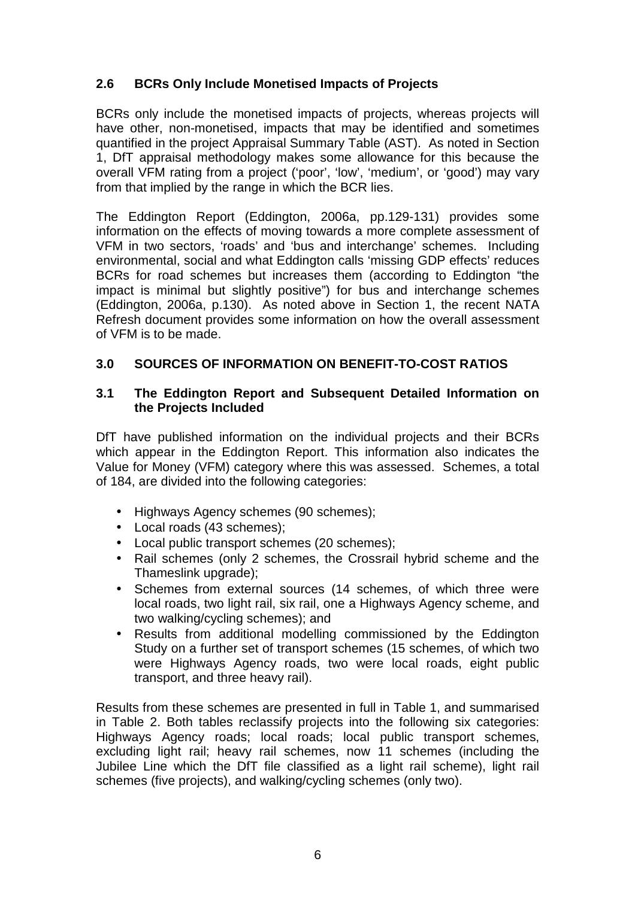## 2.6 BCRs Only Include Monetised Impacts of Projects

BCRs only include the monetised impacts of projects, whereas projects will have other, non-monetised, impacts that may be identified and sometimes quantified in the project Appraisal Summary Table (AST). As noted in Section 1, DfT appraisal methodology makes some allowance for this because the overall VFM rating from a project ('poor', 'low', 'medium', or 'good') may vary from that implied by the range in which the BCR lies.

The Eddington Report (Eddington, 2006a, pp.129-131) provides some information on the effects of moving towards a more complete assessment of VFM in two sectors, 'roads' and 'bus and interchange' schemes. Including environmental, social and what Eddington calls 'missing GDP effects' reduces BCRs for road schemes but increases them (according to Eddington "the impact is minimal but slightly positive") for bus and interchange schemes (Eddington, 2006a, p.130). As noted above in Section 1, the recent NATA Refresh document provides some information on how the overall assessment of VFM is to be made.

# 3.0 SOURCES OF INFORMATION ON BENEFIT-TO-COST RATIOS

## 3.1 The Eddington Report and Subsequent Detailed Information on the Projects Included

DfT have published information on the individual projects and their BCRs which appear in the Eddington Report. This information also indicates the Value for Money (VFM) category where this was assessed. Schemes, a total of 184, are divided into the following categories:

- Highways Agency schemes (90 schemes);
- Local roads (43 schemes);
- Local public transport schemes (20 schemes);
- Rail schemes (only 2 schemes, the Crossrail hybrid scheme and the Thameslink upgrade);
- Schemes from external sources (14 schemes, of which three were local roads, two light rail, six rail, one a Highways Agency scheme, and two walking/cycling schemes); and
- Results from additional modelling commissioned by the Eddington Study on a further set of transport schemes (15 schemes, of which two were Highways Agency roads, two were local roads, eight public transport, and three heavy rail).

Results from these schemes are presented in full in Table 1, and summarised in Table 2. Both tables reclassify projects into the following six categories: Highways Agency roads; local roads; local public transport schemes, excluding light rail; heavy rail schemes, now 11 schemes (including the Jubilee Line which the DfT file classified as a light rail scheme), light rail schemes (five projects), and walking/cycling schemes (only two).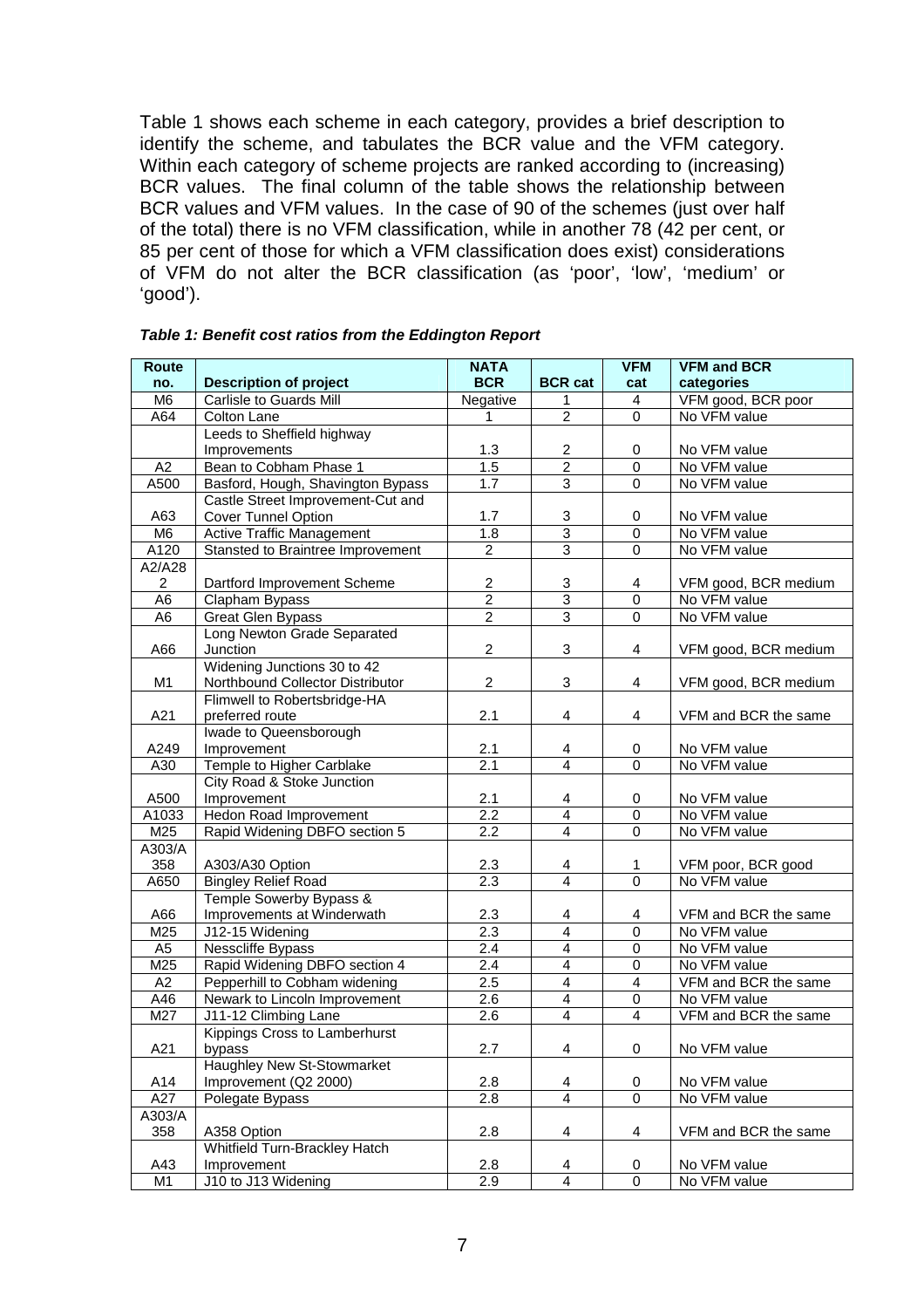Table 1 shows each scheme in each category, provides a brief description to identify the scheme, and tabulates the BCR value and the VFM category. Within each category of scheme projects are ranked according to (increasing) BCR values. The final column of the table shows the relationship between BCR values and VFM values. In the case of 90 of the schemes (just over half of the total) there is no VFM classification, while in another 78 (42 per cent, or 85 per cent of those for which a VFM classification does exist) considerations of VFM do not alter the BCR classification (as 'poor', 'low', 'medium' or 'good').

***Table 1: Benefit cost ratios from the Eddington Report***

| Route no. | Description of project | NATA BCR | BCR cat | VFM cat | VFM and BCR categories |
|---|---|---|---|---|---|
| M6 | Carlisle to Guards Mill | Negative | 1 | 4 | VFM good, BCR poor |
| A64 | Colton Lane | 1 | 2 | 0 | No VFM value |
| | Leeds to Sheffield highway Improvements | 1.3 | 2 | 0 | No VFM value |
| A2 | Bean to Cobham Phase 1 | 1.5 | 2 | 0 | No VFM value |
| A500 | Basford, Hough, Shavington Bypass | 1.7 | 3 | 0 | No VFM value |
| A63 | Castle Street Improvement-Cut and Cover Tunnel Option | 1.7 | 3 | 0 | No VFM value |
| M6 | Active Traffic Management | 1.8 | 3 | 0 | No VFM value |
| A120 | Stansted to Braintree Improvement | 2 | 3 | 0 | No VFM value |
| A2/A282 | Dartford Improvement Scheme | 2 | 3 | 4 | VFM good, BCR medium |
| A6 | Clapham Bypass | 2 | 3 | 0 | No VFM value |
| A6 | Great Glen Bypass | 2 | 3 | 0 | No VFM value |
| A66 | Long Newton Grade Separated Junction | 2 | 3 | 4 | VFM good, BCR medium |
| M1 | Widening Junctions 30 to 42 Northbound Collector Distributor | 2 | 3 | 4 | VFM good, BCR medium |
| A21 | Flimwell to Robertsbridge-HA preferred route | 2.1 | 4 | 4 | VFM and BCR the same |
| A249 | Iwade to Queensborough Improvement | 2.1 | 4 | 0 | No VFM value |
| A30 | Temple to Higher Carblake | 2.1 | 4 | 0 | No VFM value |
| A500 | City Road & Stoke Junction Improvement | 2.1 | 4 | 0 | No VFM value |
| A1033 | Hedon Road Improvement | 2.2 | 4 | 0 | No VFM value |
| M25 | Rapid Widening DBFO section 5 | 2.2 | 4 | 0 | No VFM value |
| A303/A358 | A303/A30 Option | 2.3 | 4 | 1 | VFM poor, BCR good |
| A650 | Bingley Relief Road | 2.3 | 4 | 0 | No VFM value |
| A66 | Temple Sowerby Bypass & Improvements at Winderwath | 2.3 | 4 | 4 | VFM and BCR the same |
| M25 | J12-15 Widening | 2.3 | 4 | 0 | No VFM value |
| A5 | Nesscliffe Bypass | 2.4 | 4 | 0 | No VFM value |
| M25 | Rapid Widening DBFO section 4 | 2.4 | 4 | 0 | No VFM value |
| A2 | Pepperhill to Cobham widening | 2.5 | 4 | 4 | VFM and BCR the same |
| A46 | Newark to Lincoln Improvement | 2.6 | 4 | 0 | No VFM value |
| M27 | J11-12 Climbing Lane | 2.6 | 4 | 4 | VFM and BCR the same |
| A21 | Kippings Cross to Lamberhurst bypass | 2.7 | 4 | 0 | No VFM value |
| A14 | Haughley New St-Stowmarket Improvement (Q2 2000) | 2.8 | 4 | 0 | No VFM value |
| A27 | Polegate Bypass | 2.8 | 4 | 0 | No VFM value |
| A303/A358 | A358 Option | 2.8 | 4 | 4 | VFM and BCR the same |
| A43 | Whitfield Turn-Brackley Hatch Improvement | 2.8 | 4 | 0 | No VFM value |
| M1 | J10 to J13 Widening | 2.9 | 4 | 0 | No VFM value |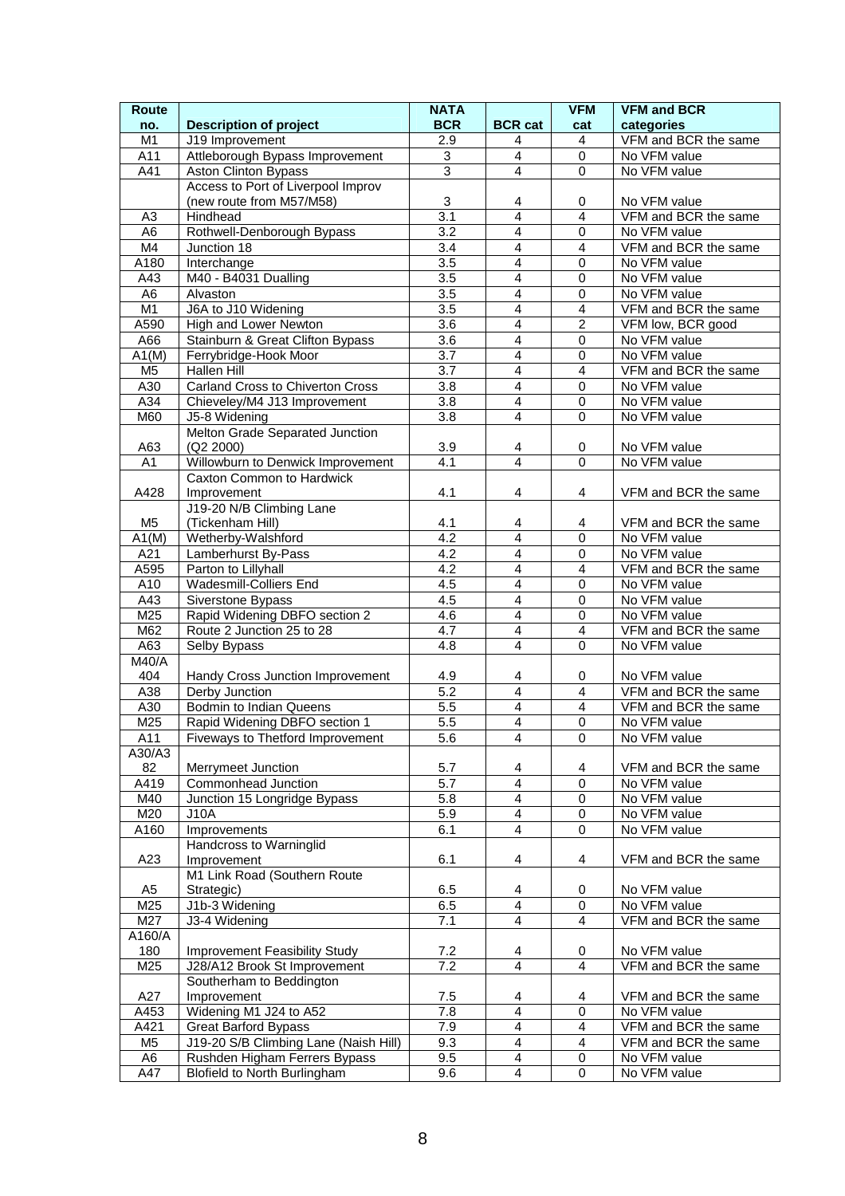| Route no. | Description of project | NATA BCR | BCR cat | VFM cat | VFM and BCR categories |
|---|---|---|---|---|---|
| M1 | J19 Improvement | 2.9 | 4 | 4 | VFM and BCR the same |
| A11 | Attleborough Bypass Improvement | 3 | 4 | 0 | No VFM value |
| A41 | Aston Clinton Bypass | 3 | 4 | 0 | No VFM value |
| | Access to Port of Liverpool Improv (new route from M57/M58) | 3 | 4 | 0 | No VFM value |
| A3 | Hindhead | 3.1 | 4 | 4 | VFM and BCR the same |
| A6 | Rothwell-Denborough Bypass | 3.2 | 4 | 0 | No VFM value |
| M4 | Junction 18 | 3.4 | 4 | 4 | VFM and BCR the same |
| A180 | Interchange | 3.5 | 4 | 0 | No VFM value |
| A43 | M40 - B4031 Dualling | 3.5 | 4 | 0 | No VFM value |
| A6 | Alvaston | 3.5 | 4 | 0 | No VFM value |
| M1 | J6A to J10 Widening | 3.5 | 4 | 4 | VFM and BCR the same |
| A590 | High and Lower Newton | 3.6 | 4 | 2 | VFM low, BCR good |
| A66 | Stainburn & Great Clifton Bypass | 3.6 | 4 | 0 | No VFM value |
| A1(M) | Ferrybridge-Hook Moor | 3.7 | 4 | 0 | No VFM value |
| M5 | Hallen Hill | 3.7 | 4 | 4 | VFM and BCR the same |
| A30 | Carland Cross to Chiverton Cross | 3.8 | 4 | 0 | No VFM value |
| A34 | Chieveley/M4 J13 Improvement | 3.8 | 4 | 0 | No VFM value |
| M60 | J5-8 Widening | 3.8 | 4 | 0 | No VFM value |
| A63 | Melton Grade Separated Junction (Q2 2000) | 3.9 | 4 | 0 | No VFM value |
| A1 | Willowburn to Denwick Improvement | 4.1 | 4 | 0 | No VFM value |
| A428 | Caxton Common to Hardwick Improvement | 4.1 | 4 | 4 | VFM and BCR the same |
| M5 | J19-20 N/B Climbing Lane (Tickenham Hill) | 4.1 | 4 | 4 | VFM and BCR the same |
| A1(M) | Wetherby-Walshford | 4.2 | 4 | 0 | No VFM value |
| A21 | Lamberhurst By-Pass | 4.2 | 4 | 0 | No VFM value |
| A595 | Parton to Lillyhall | 4.2 | 4 | 4 | VFM and BCR the same |
| A10 | Wadesmill-Colliers End | 4.5 | 4 | 0 | No VFM value |
| A43 | Siverstone Bypass | 4.5 | 4 | 0 | No VFM value |
| M25 | Rapid Widening DBFO section 2 | 4.6 | 4 | 0 | No VFM value |
| M62 | Route 2 Junction 25 to 28 | 4.7 | 4 | 4 | VFM and BCR the same |
| A63 | Selby Bypass | 4.8 | 4 | 0 | No VFM value |
| M40/A 404 | Handy Cross Junction Improvement | 4.9 | 4 | 0 | No VFM value |
| A38 | Derby Junction | 5.2 | 4 | 4 | VFM and BCR the same |
| A30 | Bodmin to Indian Queens | 5.5 | 4 | 4 | VFM and BCR the same |
| M25 | Rapid Widening DBFO section 1 | 5.5 | 4 | 0 | No VFM value |
| A11 | Fiveways to Thetford Improvement | 5.6 | 4 | 0 | No VFM value |
| A30/A3 82 | Merrymeet Junction | 5.7 | 4 | 4 | VFM and BCR the same |
| A419 | Commonhead Junction | 5.7 | 4 | 0 | No VFM value |
| M40 | Junction 15 Longridge Bypass | 5.8 | 4 | 0 | No VFM value |
| M20 | J10A | 5.9 | 4 | 0 | No VFM value |
| A160 | Improvements | 6.1 | 4 | 0 | No VFM value |
| A23 | Handcross to Warninglid Improvement | 6.1 | 4 | 4 | VFM and BCR the same |
| A5 | M1 Link Road (Southern Route Strategic) | 6.5 | 4 | 0 | No VFM value |
| M25 | J1b-3 Widening | 6.5 | 4 | 0 | No VFM value |
| M27 | J3-4 Widening | 7.1 | 4 | 4 | VFM and BCR the same |
| A160/A 180 | Improvement Feasibility Study | 7.2 | 4 | 0 | No VFM value |
| M25 | J28/A12 Brook St Improvement | 7.2 | 4 | 4 | VFM and BCR the same |
| A27 | Southerham to Beddington Improvement | 7.5 | 4 | 4 | VFM and BCR the same |
| A453 | Widening M1 J24 to A52 | 7.8 | 4 | 0 | No VFM value |
| A421 | Great Barford Bypass | 7.9 | 4 | 4 | VFM and BCR the same |
| M5 | J19-20 S/B Climbing Lane (Naish Hill) | 9.3 | 4 | 4 | VFM and BCR the same |
| A6 | Rushden Higham Ferrers Bypass | 9.5 | 4 | 0 | No VFM value |
| A47 | Blofield to North Burlingham | 9.6 | 4 | 0 | No VFM value |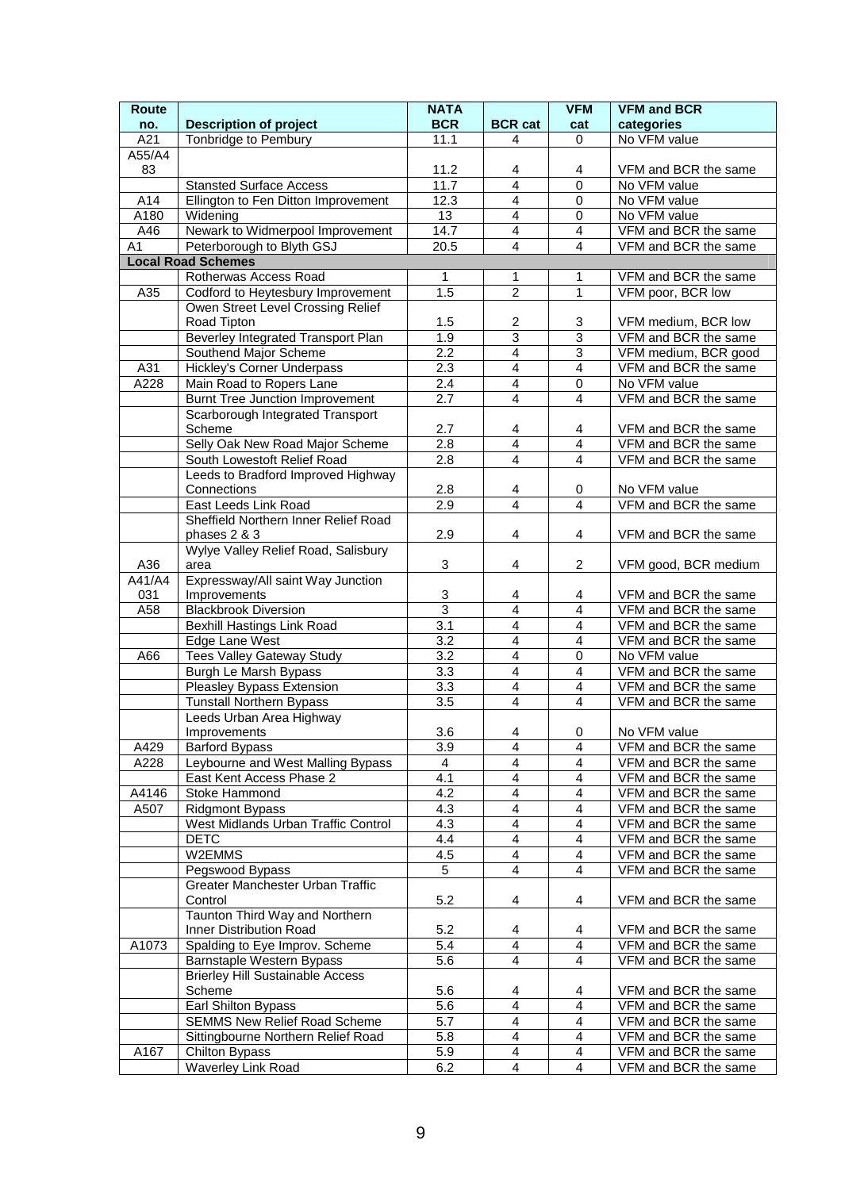| Route no. | Description of project | NATA BCR | BCR cat | VFM cat | VFM and BCR categories |
|---|---|---|---|---|---|
| A21 | Tonbridge to Pembury | 11.1 | 4 | 0 | No VFM value |
| A55/A483 | | 11.2 | 4 | 4 | VFM and BCR the same |
| | Stansted Surface Access | 11.7 | 4 | 0 | No VFM value |
| A14 | Ellington to Fen Ditton Improvement | 12.3 | 4 | 0 | No VFM value |
| A180 | Widening | 13 | 4 | 0 | No VFM value |
| A46 | Newark to Widmerpool Improvement | 14.7 | 4 | 4 | VFM and BCR the same |
| A1 | Peterborough to Blyth GSJ | 20.5 | 4 | 4 | VFM and BCR the same |
| **Local Road Schemes** | | | | | |
| | Rotherwas Access Road | 1 | 1 | 1 | VFM and BCR the same |
| A35 | Codford to Heytesbury Improvement | 1.5 | 2 | 1 | VFM poor, BCR low |
| | Owen Street Level Crossing Relief Road Tipton | 1.5 | 2 | 3 | VFM medium, BCR low |
| | Beverley Integrated Transport Plan | 1.9 | 3 | 3 | VFM and BCR the same |
| | Southend Major Scheme | 2.2 | 4 | 3 | VFM medium, BCR good |
| A31 | Hickley's Corner Underpass | 2.3 | 4 | 4 | VFM and BCR the same |
| A228 | Main Road to Ropers Lane | 2.4 | 4 | 0 | No VFM value |
| | Burnt Tree Junction Improvement | 2.7 | 4 | 4 | VFM and BCR the same |
| | Scarborough Integrated Transport Scheme | 2.7 | 4 | 4 | VFM and BCR the same |
| | Selly Oak New Road Major Scheme | 2.8 | 4 | 4 | VFM and BCR the same |
| | South Lowestoft Relief Road | 2.8 | 4 | 4 | VFM and BCR the same |
| | Leeds to Bradford Improved Highway Connections | 2.8 | 4 | 0 | No VFM value |
| | East Leeds Link Road | 2.9 | 4 | 4 | VFM and BCR the same |
| | Sheffield Northern Inner Relief Road phases 2 & 3 | 2.9 | 4 | 4 | VFM and BCR the same |
| A36 | Wylye Valley Relief Road, Salisbury area | 3 | 4 | 2 | VFM good, BCR medium |
| A41/A4031 | Expressway/All saint Way Junction Improvements | 3 | 4 | 4 | VFM and BCR the same |
| A58 | Blackbrook Diversion | 3 | 4 | 4 | VFM and BCR the same |
| | Bexhill Hastings Link Road | 3.1 | 4 | 4 | VFM and BCR the same |
| | Edge Lane West | 3.2 | 4 | 4 | VFM and BCR the same |
| A66 | Tees Valley Gateway Study | 3.2 | 4 | 0 | No VFM value |
| | Burgh Le Marsh Bypass | 3.3 | 4 | 4 | VFM and BCR the same |
| | Pleasley Bypass Extension | 3.3 | 4 | 4 | VFM and BCR the same |
| | Tunstall Northern Bypass | 3.5 | 4 | 4 | VFM and BCR the same |
| | Leeds Urban Area Highway Improvements | 3.6 | 4 | 0 | No VFM value |
| A429 | Barford Bypass | 3.9 | 4 | 4 | VFM and BCR the same |
| A228 | Leybourne and West Malling Bypass | 4 | 4 | 4 | VFM and BCR the same |
| | East Kent Access Phase 2 | 4.1 | 4 | 4 | VFM and BCR the same |
| A4146 | Stoke Hammond | 4.2 | 4 | 4 | VFM and BCR the same |
| A507 | Ridgmont Bypass | 4.3 | 4 | 4 | VFM and BCR the same |
| | West Midlands Urban Traffic Control | 4.3 | 4 | 4 | VFM and BCR the same |
| | DETC | 4.4 | 4 | 4 | VFM and BCR the same |
| | W2EMMS | 4.5 | 4 | 4 | VFM and BCR the same |
| | Pegswood Bypass | 5 | 4 | 4 | VFM and BCR the same |
| | Greater Manchester Urban Traffic Control | 5.2 | 4 | 4 | VFM and BCR the same |
| | Taunton Third Way and Northern Inner Distribution Road | 5.2 | 4 | 4 | VFM and BCR the same |
| A1073 | Spalding to Eye Improv. Scheme | 5.4 | 4 | 4 | VFM and BCR the same |
| | Barnstaple Western Bypass | 5.6 | 4 | 4 | VFM and BCR the same |
| | Brierley Hill Sustainable Access Scheme | 5.6 | 4 | 4 | VFM and BCR the same |
| | Earl Shilton Bypass | 5.6 | 4 | 4 | VFM and BCR the same |
| | SEMMS New Relief Road Scheme | 5.7 | 4 | 4 | VFM and BCR the same |
| | Sittingbourne Northern Relief Road | 5.8 | 4 | 4 | VFM and BCR the same |
| A167 | Chilton Bypass | 5.9 | 4 | 4 | VFM and BCR the same |
| | Waverley Link Road | 6.2 | 4 | 4 | VFM and BCR the same |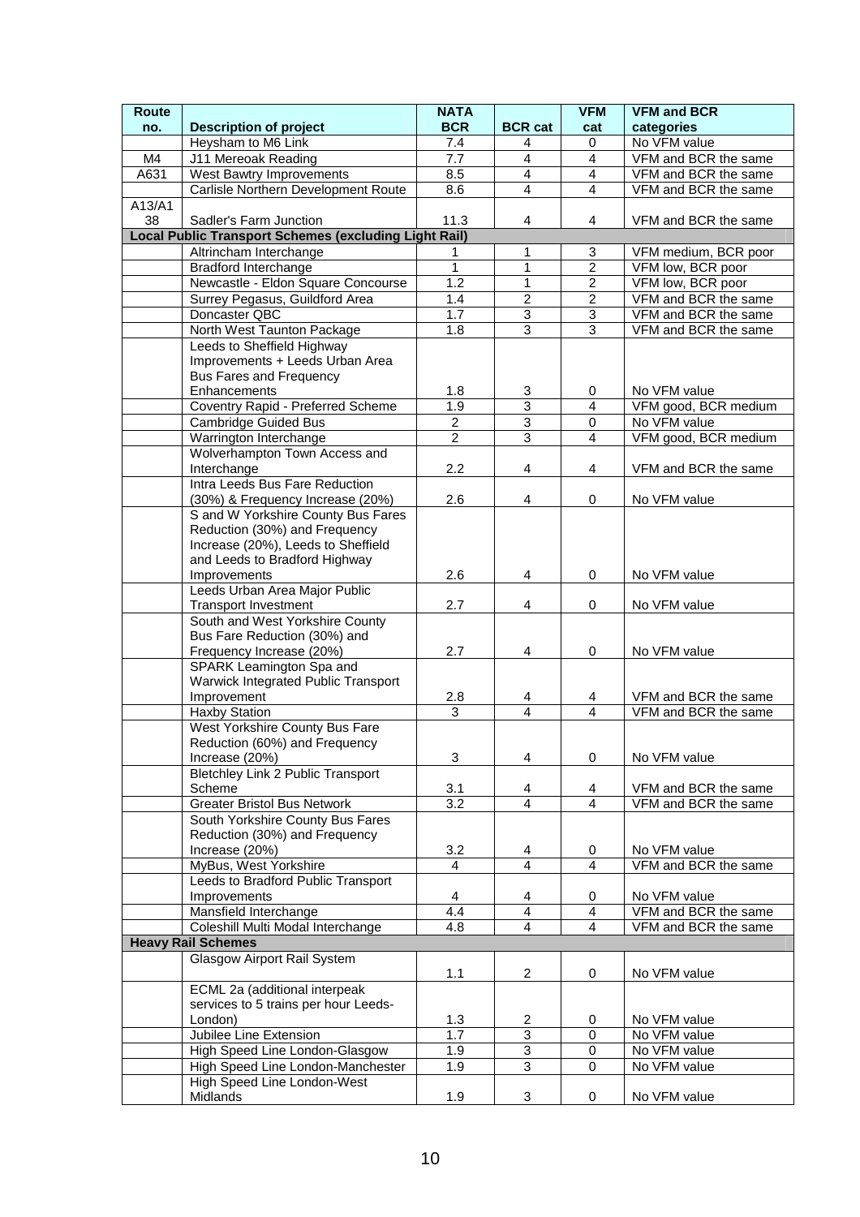| Route no. | Description of project | NATA BCR | BCR cat | VFM cat | VFM and BCR categories |
|---|---|---|---|---|---|
| | Heysham to M6 Link | 7.4 | 4 | 0 | No VFM value |
| M4 | J11 Mereoak Reading | 7.7 | 4 | 4 | VFM and BCR the same |
| A631 | West Bawtry Improvements | 8.5 | 4 | 4 | VFM and BCR the same |
| | Carlisle Northern Development Route | 8.6 | 4 | 4 | VFM and BCR the same |
| A13/A138 | Sadler's Farm Junction | 11.3 | 4 | 4 | VFM and BCR the same |
| **Local Public Transport Schemes (excluding Light Rail)** | | | | | |
| | Altrincham Interchange | 1 | 1 | 3 | VFM medium, BCR poor |
| | Bradford Interchange | 1 | 1 | 2 | VFM low, BCR poor |
| | Newcastle - Eldon Square Concourse | 1.2 | 1 | 2 | VFM low, BCR poor |
| | Surrey Pegasus, Guildford Area | 1.4 | 2 | 2 | VFM and BCR the same |
| | Doncaster QBC | 1.7 | 3 | 3 | VFM and BCR the same |
| | North West Taunton Package | 1.8 | 3 | 3 | VFM and BCR the same |
| | Leeds to Sheffield Highway Improvements + Leeds Urban Area Bus Fares and Frequency Enhancements | 1.8 | 3 | 0 | No VFM value |
| | Coventry Rapid - Preferred Scheme | 1.9 | 3 | 4 | VFM good, BCR medium |
| | Cambridge Guided Bus | 2 | 3 | 0 | No VFM value |
| | Warrington Interchange | 2 | 3 | 4 | VFM good, BCR medium |
| | Wolverhampton Town Access and Interchange | 2.2 | 4 | 4 | VFM and BCR the same |
| | Intra Leeds Bus Fare Reduction (30%) & Frequency Increase (20%) | 2.6 | 4 | 0 | No VFM value |
| | S and W Yorkshire County Bus Fares Reduction (30%) and Frequency Increase (20%), Leeds to Sheffield and Leeds to Bradford Highway Improvements | 2.6 | 4 | 0 | No VFM value |
| | Leeds Urban Area Major Public Transport Investment | 2.7 | 4 | 0 | No VFM value |
| | South and West Yorkshire County Bus Fare Reduction (30%) and Frequency Increase (20%) | 2.7 | 4 | 0 | No VFM value |
| | SPARK Leamington Spa and Warwick Integrated Public Transport Improvement | 2.8 | 4 | 4 | VFM and BCR the same |
| | Haxby Station | 3 | 4 | 4 | VFM and BCR the same |
| | West Yorkshire County Bus Fare Reduction (60%) and Frequency Increase (20%) | 3 | 4 | 0 | No VFM value |
| | Bletchley Link 2 Public Transport Scheme | 3.1 | 4 | 4 | VFM and BCR the same |
| | Greater Bristol Bus Network | 3.2 | 4 | 4 | VFM and BCR the same |
| | South Yorkshire County Bus Fares Reduction (30%) and Frequency Increase (20%) | 3.2 | 4 | 0 | No VFM value |
| | MyBus, West Yorkshire | 4 | 4 | 4 | VFM and BCR the same |
| | Leeds to Bradford Public Transport Improvements | 4 | 4 | 0 | No VFM value |
| | Mansfield Interchange | 4.4 | 4 | 4 | VFM and BCR the same |
| | Coleshill Multi Modal Interchange | 4.8 | 4 | 4 | VFM and BCR the same |
| **Heavy Rail Schemes** | | | | | |
| | Glasgow Airport Rail System | 1.1 | 2 | 0 | No VFM value |
| | ECML 2a (additional interpeak services to 5 trains per hour Leeds-London) | 1.3 | 2 | 0 | No VFM value |
| | Jubilee Line Extension | 1.7 | 3 | 0 | No VFM value |
| | High Speed Line London-Glasgow | 1.9 | 3 | 0 | No VFM value |
| | High Speed Line London-Manchester | 1.9 | 3 | 0 | No VFM value |
| | High Speed Line London-West Midlands | 1.9 | 3 | 0 | No VFM value |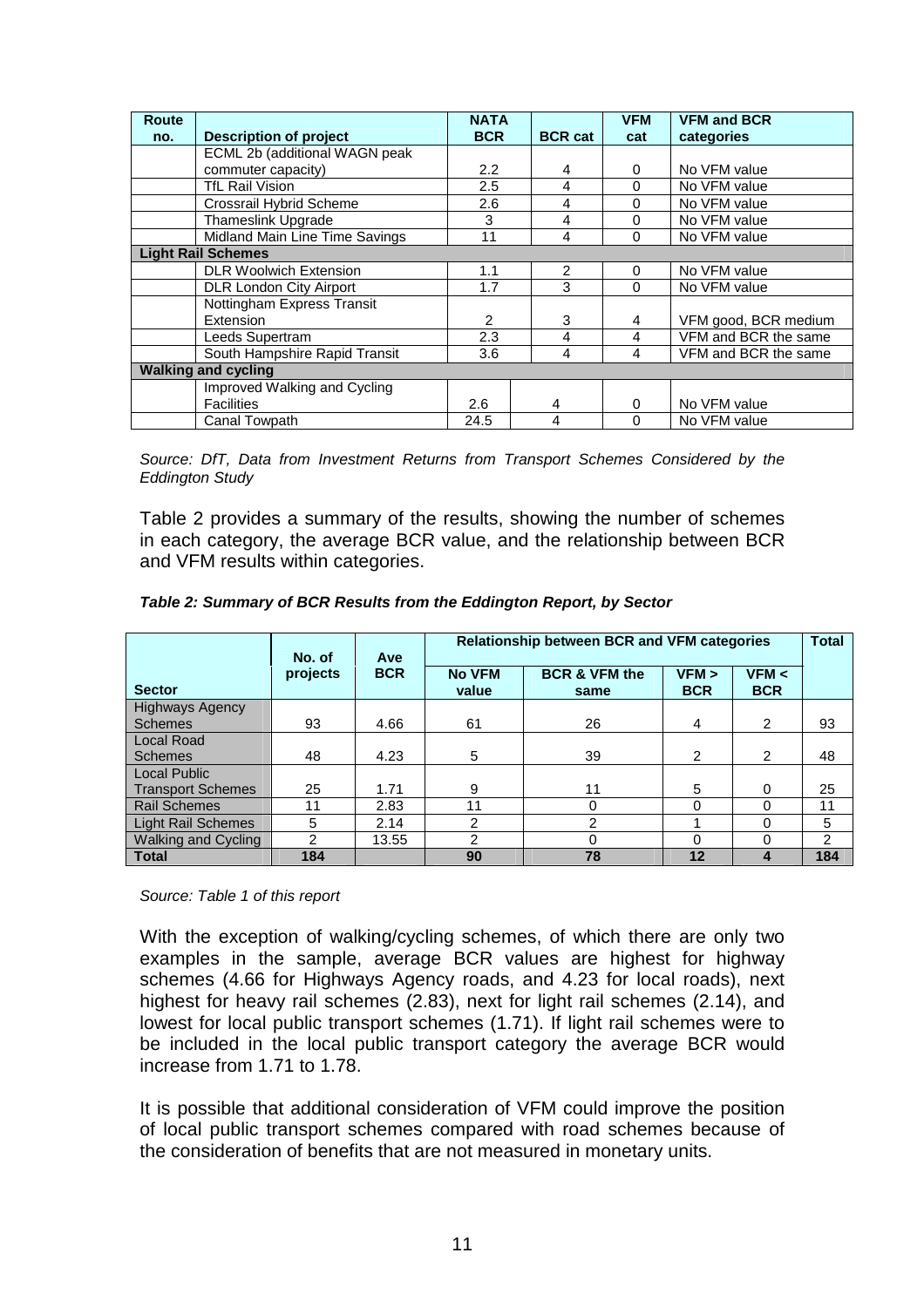| Route no. | Description of project | NATA BCR | BCR cat | VFM cat | VFM and BCR categories |
|---|---|---|---|---|---|
| | ECML 2b (additional WAGN peak commuter capacity) | 2.2 | 4 | 0 | No VFM value |
| | TfL Rail Vision | 2.5 | 4 | 0 | No VFM value |
| | Crossrail Hybrid Scheme | 2.6 | 4 | 0 | No VFM value |
| | Thameslink Upgrade | 3 | 4 | 0 | No VFM value |
| | Midland Main Line Time Savings | 11 | 4 | 0 | No VFM value |
| **Light Rail Schemes** | | | | | |
| | DLR Woolwich Extension | 1.1 | 2 | 0 | No VFM value |
| | DLR London City Airport | 1.7 | 3 | 0 | No VFM value |
| | Nottingham Express Transit Extension | 2 | 3 | 4 | VFM good, BCR medium |
| | Leeds Supertram | 2.3 | 4 | 4 | VFM and BCR the same |
| | South Hampshire Rapid Transit | 3.6 | 4 | 4 | VFM and BCR the same |
| **Walking and cycling** | | | | | |
| | Improved Walking and Cycling Facilities | 2.6 | 4 | 0 | No VFM value |
| | Canal Towpath | 24.5 | 4 | 0 | No VFM value |

*Source: DfT, Data from Investment Returns from Transport Schemes Considered by the Eddington Study*

Table 2 provides a summary of the results, showing the number of schemes in each category, the average BCR value, and the relationship between BCR and VFM results within categories.

***Table 2: Summary of BCR Results from the Eddington Report, by Sector***

| Sector | No. of projects | Ave BCR | Relationship between BCR and VFM categories | | | | Total |
|---|---|---|---|---|---|---|---|
| | | | No VFM value | BCR & VFM the same | VFM > BCR | VFM < BCR | |
| Highways Agency Schemes | 93 | 4.66 | 61 | 26 | 4 | 2 | 93 |
| Local Road Schemes | 48 | 4.23 | 5 | 39 | 2 | 2 | 48 |
| Local Public Transport Schemes | 25 | 1.71 | 9 | 11 | 5 | 0 | 25 |
| Rail Schemes | 11 | 2.83 | 11 | 0 | 0 | 0 | 11 |
| Light Rail Schemes | 5 | 2.14 | 2 | 2 | 1 | 0 | 5 |
| Walking and Cycling | 2 | 13.55 | 2 | 0 | 0 | 0 | 2 |
| **Total** | **184** | | **90** | **78** | **12** | **4** | **184** |

*Source: Table 1 of this report*

With the exception of walking/cycling schemes, of which there are only two examples in the sample, average BCR values are highest for highway schemes (4.66 for Highways Agency roads, and 4.23 for local roads), next highest for heavy rail schemes (2.83), next for light rail schemes (2.14), and lowest for local public transport schemes (1.71). If light rail schemes were to be included in the local public transport category the average BCR would increase from 1.71 to 1.78.

It is possible that additional consideration of VFM could improve the position of local public transport schemes compared with road schemes because of the consideration of benefits that are not measured in monetary units.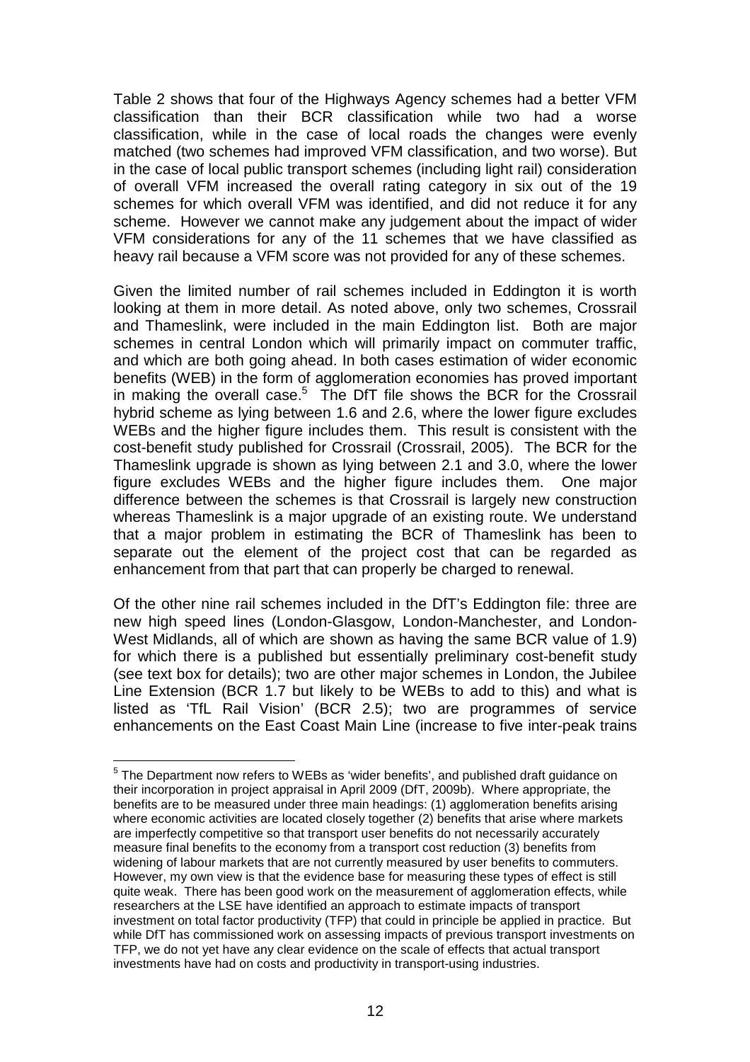Table 2 shows that four of the Highways Agency schemes had a better VFM classification than their BCR classification while two had a worse classification, while in the case of local roads the changes were evenly matched (two schemes had improved VFM classification, and two worse). But in the case of local public transport schemes (including light rail) consideration of overall VFM increased the overall rating category in six out of the 19 schemes for which overall VFM was identified, and did not reduce it for any scheme. However we cannot make any judgement about the impact of wider VFM considerations for any of the 11 schemes that we have classified as heavy rail because a VFM score was not provided for any of these schemes.

Given the limited number of rail schemes included in Eddington it is worth looking at them in more detail. As noted above, only two schemes, Crossrail and Thameslink, were included in the main Eddington list. Both are major schemes in central London which will primarily impact on commuter traffic, and which are both going ahead. In both cases estimation of wider economic benefits (WEB) in the form of agglomeration economies has proved important in making the overall case.[5] The DfT file shows the BCR for the Crossrail hybrid scheme as lying between 1.6 and 2.6, where the lower figure excludes WEBs and the higher figure includes them. This result is consistent with the cost-benefit study published for Crossrail (Crossrail, 2005). The BCR for the Thameslink upgrade is shown as lying between 2.1 and 3.0, where the lower figure excludes WEBs and the higher figure includes them. One major difference between the schemes is that Crossrail is largely new construction whereas Thameslink is a major upgrade of an existing route. We understand that a major problem in estimating the BCR of Thameslink has been to separate out the element of the project cost that can be regarded as enhancement from that part that can properly be charged to renewal.

Of the other nine rail schemes included in the DfT's Eddington file: three are new high speed lines (London-Glasgow, London-Manchester, and London-West Midlands, all of which are shown as having the same BCR value of 1.9) for which there is a published but essentially preliminary cost-benefit study (see text box for details); two are other major schemes in London, the Jubilee Line Extension (BCR 1.7 but likely to be WEBs to add to this) and what is listed as 'TfL Rail Vision' (BCR 2.5); two are programmes of service enhancements on the East Coast Main Line (increase to five inter-peak trains

[5] The Department now refers to WEBs as 'wider benefits', and published draft guidance on their incorporation in project appraisal in April 2009 (DfT, 2009b). Where appropriate, the benefits are to be measured under three main headings: (1) agglomeration benefits arising where economic activities are located closely together (2) benefits that arise where markets are imperfectly competitive so that transport user benefits do not necessarily accurately measure final benefits to the economy from a transport cost reduction (3) benefits from widening of labour markets that are not currently measured by user benefits to commuters. However, my own view is that the evidence base for measuring these types of effect is still quite weak. There has been good work on the measurement of agglomeration effects, while researchers at the LSE have identified an approach to estimate impacts of transport investment on total factor productivity (TFP) that could in principle be applied in practice. But while DfT has commissioned work on assessing impacts of previous transport investments on TFP, we do not yet have any clear evidence on the scale of effects that actual transport investments have had on costs and productivity in transport-using industries.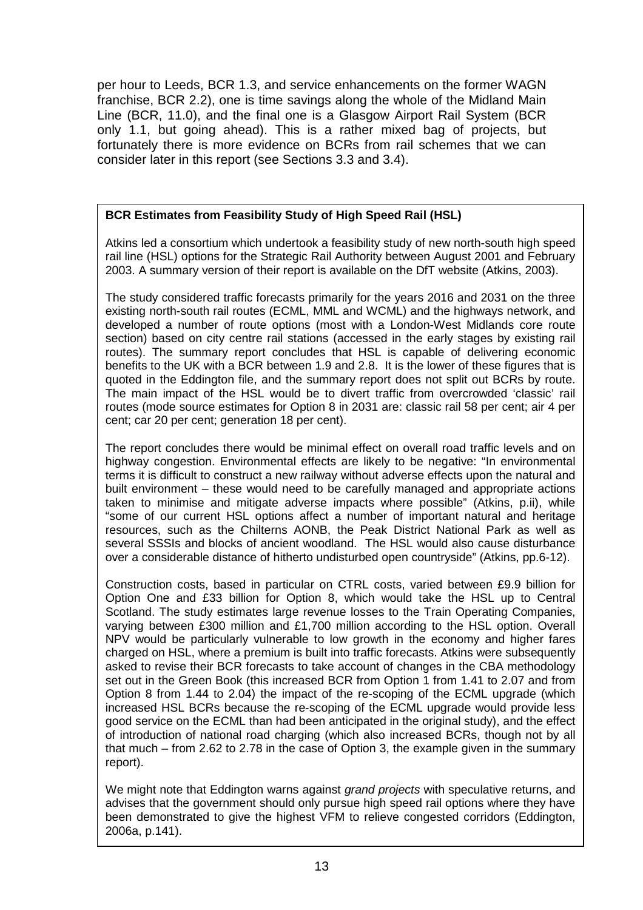per hour to Leeds, BCR 1.3, and service enhancements on the former WAGN franchise, BCR 2.2), one is time savings along the whole of the Midland Main Line (BCR, 11.0), and the final one is a Glasgow Airport Rail System (BCR only 1.1, but going ahead). This is a rather mixed bag of projects, but fortunately there is more evidence on BCRs from rail schemes that we can consider later in this report (see Sections 3.3 and 3.4).

**BCR Estimates from Feasibility Study of High Speed Rail (HSL)**

Atkins led a consortium which undertook a feasibility study of new north-south high speed rail line (HSL) options for the Strategic Rail Authority between August 2001 and February 2003. A summary version of their report is available on the DfT website (Atkins, 2003).

The study considered traffic forecasts primarily for the years 2016 and 2031 on the three existing north-south rail routes (ECML, MML and WCML) and the highways network, and developed a number of route options (most with a London-West Midlands core route section) based on city centre rail stations (accessed in the early stages by existing rail routes). The summary report concludes that HSL is capable of delivering economic benefits to the UK with a BCR between 1.9 and 2.8. It is the lower of these figures that is quoted in the Eddington file, and the summary report does not split out BCRs by route. The main impact of the HSL would be to divert traffic from overcrowded 'classic' rail routes (mode source estimates for Option 8 in 2031 are: classic rail 58 per cent; air 4 per cent; car 20 per cent; generation 18 per cent).

The report concludes there would be minimal effect on overall road traffic levels and on highway congestion. Environmental effects are likely to be negative: "In environmental terms it is difficult to construct a new railway without adverse effects upon the natural and built environment – these would need to be carefully managed and appropriate actions taken to minimise and mitigate adverse impacts where possible" (Atkins, p.ii), while "some of our current HSL options affect a number of important natural and heritage resources, such as the Chilterns AONB, the Peak District National Park as well as several SSSIs and blocks of ancient woodland. The HSL would also cause disturbance over a considerable distance of hitherto undisturbed open countryside" (Atkins, pp.6-12).

Construction costs, based in particular on CTRL costs, varied between £9.9 billion for Option One and £33 billion for Option 8, which would take the HSL up to Central Scotland. The study estimates large revenue losses to the Train Operating Companies, varying between £300 million and £1,700 million according to the HSL option. Overall NPV would be particularly vulnerable to low growth in the economy and higher fares charged on HSL, where a premium is built into traffic forecasts. Atkins were subsequently asked to revise their BCR forecasts to take account of changes in the CBA methodology set out in the Green Book (this increased BCR from Option 1 from 1.41 to 2.07 and from Option 8 from 1.44 to 2.04) the impact of the re-scoping of the ECML upgrade (which increased HSL BCRs because the re-scoping of the ECML upgrade would provide less good service on the ECML than had been anticipated in the original study), and the effect of introduction of national road charging (which also increased BCRs, though not by all that much – from 2.62 to 2.78 in the case of Option 3, the example given in the summary report).

We might note that Eddington warns against *grand projects* with speculative returns, and advises that the government should only pursue high speed rail options where they have been demonstrated to give the highest VFM to relieve congested corridors (Eddington, 2006a, p.141).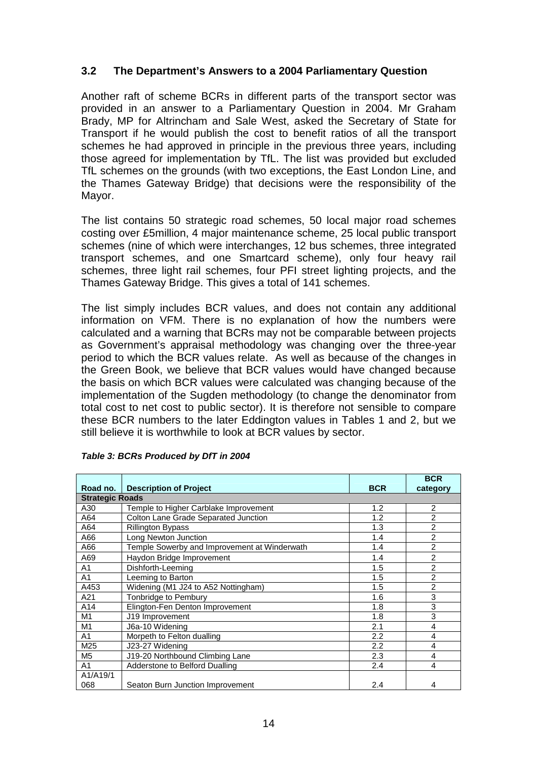## 3.2 The Department's Answers to a 2004 Parliamentary Question

Another raft of scheme BCRs in different parts of the transport sector was provided in an answer to a Parliamentary Question in 2004. Mr Graham Brady, MP for Altrincham and Sale West, asked the Secretary of State for Transport if he would publish the cost to benefit ratios of all the transport schemes he had approved in principle in the previous three years, including those agreed for implementation by TfL. The list was provided but excluded TfL schemes on the grounds (with two exceptions, the East London Line, and the Thames Gateway Bridge) that decisions were the responsibility of the Mayor.

The list contains 50 strategic road schemes, 50 local major road schemes costing over £5million, 4 major maintenance scheme, 25 local public transport schemes (nine of which were interchanges, 12 bus schemes, three integrated transport schemes, and one Smartcard scheme), only four heavy rail schemes, three light rail schemes, four PFI street lighting projects, and the Thames Gateway Bridge. This gives a total of 141 schemes.

The list simply includes BCR values, and does not contain any additional information on VFM. There is no explanation of how the numbers were calculated and a warning that BCRs may not be comparable between projects as Government's appraisal methodology was changing over the three-year period to which the BCR values relate. As well as because of the changes in the Green Book, we believe that BCR values would have changed because the basis on which BCR values were calculated was changing because of the implementation of the Sugden methodology (to change the denominator from total cost to net cost to public sector). It is therefore not sensible to compare these BCR numbers to the later Eddington values in Tables 1 and 2, but we still believe it is worthwhile to look at BCR values by sector.

***Table 3: BCRs Produced by DfT in 2004***

| Road no. | Description of Project | BCR | BCR category |
|---|---|---|---|
| **Strategic Roads** | | | |
| A30 | Temple to Higher Carblake Improvement | 1.2 | 2 |
| A64 | Colton Lane Grade Separated Junction | 1.2 | 2 |
| A64 | Rillington Bypass | 1.3 | 2 |
| A66 | Long Newton Junction | 1.4 | 2 |
| A66 | Temple Sowerby and Improvement at Winderwath | 1.4 | 2 |
| A69 | Haydon Bridge Improvement | 1.4 | 2 |
| A1 | Dishforth-Leeming | 1.5 | 2 |
| A1 | Leeming to Barton | 1.5 | 2 |
| A453 | Widening (M1 J24 to A52 Nottingham) | 1.5 | 2 |
| A21 | Tonbridge to Pembury | 1.6 | 3 |
| A14 | Elington-Fen Denton Improvement | 1.8 | 3 |
| M1 | J19 Improvement | 1.8 | 3 |
| M1 | J6a-10 Widening | 2.1 | 4 |
| A1 | Morpeth to Felton dualling | 2.2 | 4 |
| M25 | J23-27 Widening | 2.2 | 4 |
| M5 | J19-20 Northbound Climbing Lane | 2.3 | 4 |
| A1 | Adderstone to Belford Dualling | 2.4 | 4 |
| A1/A19/1068 | Seaton Burn Junction Improvement | 2.4 | 4 |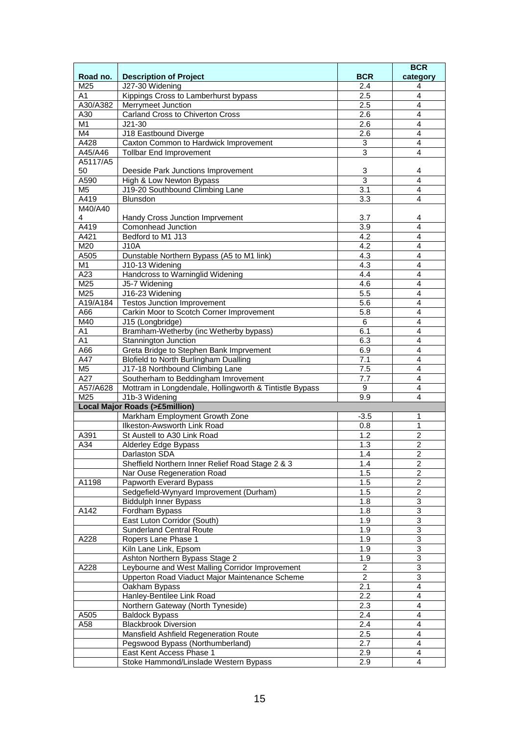| Road no. | Description of Project | BCR | BCR category |
|---|---|---|---|
| M25 | J27-30 Widening | 2.4 | 4 |
| A1 | Kippings Cross to Lamberhurst bypass | 2.5 | 4 |
| A30/A382 | Merrymeet Junction | 2.5 | 4 |
| A30 | Carland Cross to Chiverton Cross | 2.6 | 4 |
| M1 | J21-30 | 2.6 | 4 |
| M4 | J18 Eastbound Diverge | 2.6 | 4 |
| A428 | Caxton Common to Hardwick Improvement | 3 | 4 |
| A45/A46 | Tollbar End Improvement | 3 | 4 |
| A5117/A550 | Deeside Park Junctions Improvement | 3 | 4 |
| A590 | High & Low Newton Bypass | 3 | 4 |
| M5 | J19-20 Southbound Climbing Lane | 3.1 | 4 |
| A419 | Blunsdon | 3.3 | 4 |
| M40/A404 | Handy Cross Junction Imprvement | 3.7 | 4 |
| A419 | Comonhead Junction | 3.9 | 4 |
| A421 | Bedford to M1 J13 | 4.2 | 4 |
| M20 | J10A | 4.2 | 4 |
| A505 | Dunstable Northern Bypass (A5 to M1 link) | 4.3 | 4 |
| M1 | J10-13 Widening | 4.3 | 4 |
| A23 | Handcross to Warninglid Widening | 4.4 | 4 |
| M25 | J5-7 Widening | 4.6 | 4 |
| M25 | J16-23 Widening | 5.5 | 4 |
| A19/A184 | Testos Junction Improvement | 5.6 | 4 |
| A66 | Carkin Moor to Scotch Corner Improvement | 5.8 | 4 |
| M40 | J15 (Longbridge) | 6 | 4 |
| A1 | Bramham-Wetherby (inc Wetherby bypass) | 6.1 | 4 |
| A1 | Stannington Junction | 6.3 | 4 |
| A66 | Greta Bridge to Stephen Bank Imprvement | 6.9 | 4 |
| A47 | Blofield to North Burlingham Dualling | 7.1 | 4 |
| M5 | J17-18 Northbound Climbing Lane | 7.5 | 4 |
| A27 | Southerham to Beddingham Imrovement | 7.7 | 4 |
| A57/A628 | Mottram in Longdendale, Hollingworth & Tintistle Bypass | 9 | 4 |
| M25 | J1b-3 Widening | 9.9 | 4 |
| **Local Major Roads (>£5million)** | | | |
| | Markham Employment Growth Zone | -3.5 | 1 |
| | Ilkeston-Awsworth Link Road | 0.8 | 1 |
| A391 | St Austell to A30 Link Road | 1.2 | 2 |
| A34 | Alderley Edge Bypass | 1.3 | 2 |
| | Darlaston SDA | 1.4 | 2 |
| | Sheffield Northern Inner Relief Road Stage 2 & 3 | 1.4 | 2 |
| | Nar Ouse Regeneration Road | 1.5 | 2 |
| A1198 | Papworth Everard Bypass | 1.5 | 2 |
| | Sedgefield-Wynyard Improvement (Durham) | 1.5 | 2 |
| | Biddulph Inner Bypass | 1.8 | 3 |
| A142 | Fordham Bypass | 1.8 | 3 |
| | East Luton Corridor (South) | 1.9 | 3 |
| | Sunderland Central Route | 1.9 | 3 |
| A228 | Ropers Lane Phase 1 | 1.9 | 3 |
| | Kiln Lane Link, Epsom | 1.9 | 3 |
| | Ashton Northern Bypass Stage 2 | 1.9 | 3 |
| A228 | Leybourne and West Malling Corridor Improvement | 2 | 3 |
| | Upperton Road Viaduct Major Maintenance Scheme | 2 | 3 |
| | Oakham Bypass | 2.1 | 4 |
| | Hanley-Bentilee Link Road | 2.2 | 4 |
| | Northern Gateway (North Tyneside) | 2.3 | 4 |
| A505 | Baldock Bypass | 2.4 | 4 |
| A58 | Blackbrook Diversion | 2.4 | 4 |
| | Mansfield Ashfield Regeneration Route | 2.5 | 4 |
| | Pegswood Bypass (Northumberland) | 2.7 | 4 |
| | East Kent Access Phase 1 | 2.9 | 4 |
| | Stoke Hammond/Linslade Western Bypass | 2.9 | 4 |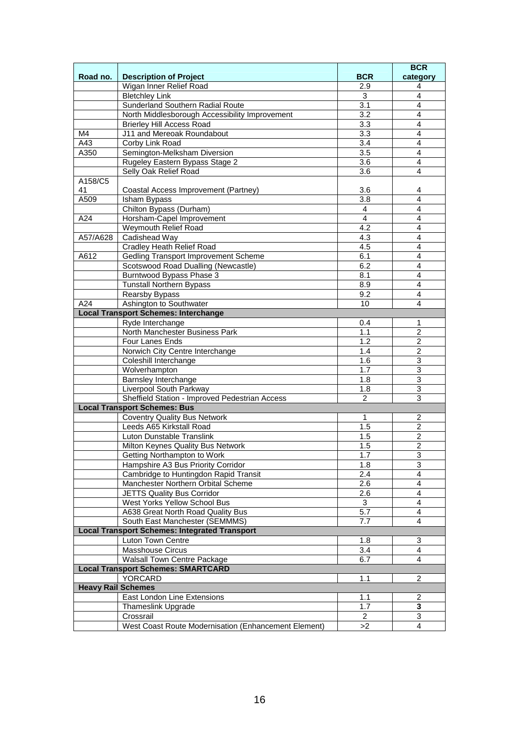| Road no. | Description of Project | BCR | BCR category |
|---|---|---|---|
| | Wigan Inner Relief Road | 2.9 | 4 |
| | Bletchley Link | 3 | 4 |
| | Sunderland Southern Radial Route | 3.1 | 4 |
| | North Middlesborough Accessibility Improvement | 3.2 | 4 |
| | Brierley Hill Access Road | 3.3 | 4 |
| M4 | J11 and Mereoak Roundabout | 3.3 | 4 |
| A43 | Corby Link Road | 3.4 | 4 |
| A350 | Semington-Melksham Diversion | 3.5 | 4 |
| | Rugeley Eastern Bypass Stage 2 | 3.6 | 4 |
| | Selly Oak Relief Road | 3.6 | 4 |
| A158/C541 | Coastal Access Improvement (Partney) | 3.6 | 4 |
| A509 | Isham Bypass | 3.8 | 4 |
| | Chilton Bypass (Durham) | 4 | 4 |
| A24 | Horsham-Capel Improvement | 4 | 4 |
| | Weymouth Relief Road | 4.2 | 4 |
| A57/A628 | Cadishead Way | 4.3 | 4 |
| | Cradley Heath Relief Road | 4.5 | 4 |
| A612 | Gedling Transport Improvement Scheme | 6.1 | 4 |
| | Scotswood Road Dualling (Newcastle) | 6.2 | 4 |
| | Burntwood Bypass Phase 3 | 8.1 | 4 |
| | Tunstall Northern Bypass | 8.9 | 4 |
| | Rearsby Bypass | 9.2 | 4 |
| A24 | Ashington to Southwater | 10 | 4 |
| **Local Transport Schemes: Interchange** | | | |
| | Ryde Interchange | 0.4 | 1 |
| | North Manchester Business Park | 1.1 | 2 |
| | Four Lanes Ends | 1.2 | 2 |
| | Norwich City Centre Interchange | 1.4 | 2 |
| | Coleshill Interchange | 1.6 | 3 |
| | Wolverhampton | 1.7 | 3 |
| | Barnsley Interchange | 1.8 | 3 |
| | Liverpool South Parkway | 1.8 | 3 |
| | Sheffield Station - Improved Pedestrian Access | 2 | 3 |
| **Local Transport Schemes: Bus** | | | |
| | Coventry Quality Bus Network | 1 | 2 |
| | Leeds A65 Kirkstall Road | 1.5 | 2 |
| | Luton Dunstable Translink | 1.5 | 2 |
| | Milton Keynes Quality Bus Network | 1.5 | 2 |
| | Getting Northampton to Work | 1.7 | 3 |
| | Hampshire A3 Bus Priority Corridor | 1.8 | 3 |
| | Cambridge to Huntingdon Rapid Transit | 2.4 | 4 |
| | Manchester Northern Orbital Scheme | 2.6 | 4 |
| | JETTS Quality Bus Corridor | 2.6 | 4 |
| | West Yorks Yellow School Bus | 3 | 4 |
| | A638 Great North Road Quality Bus | 5.7 | 4 |
| | South East Manchester (SEMMMS) | 7.7 | 4 |
| **Local Transport Schemes: Integrated Transport** | | | |
| | Luton Town Centre | 1.8 | 3 |
| | Masshouse Circus | 3.4 | 4 |
| | Walsall Town Centre Package | 6.7 | 4 |
| **Local Transport Schemes: SMARTCARD** | | | |
| | YORCARD | 1.1 | 2 |
| **Heavy Rail Schemes** | | | |
| | East London Line Extensions | 1.1 | 2 |
| | Thameslink Upgrade | 1.7 | **3** |
| | Crossrail | 2 | 3 |
| | West Coast Route Modernisation (Enhancement Element) | >2 | 4 |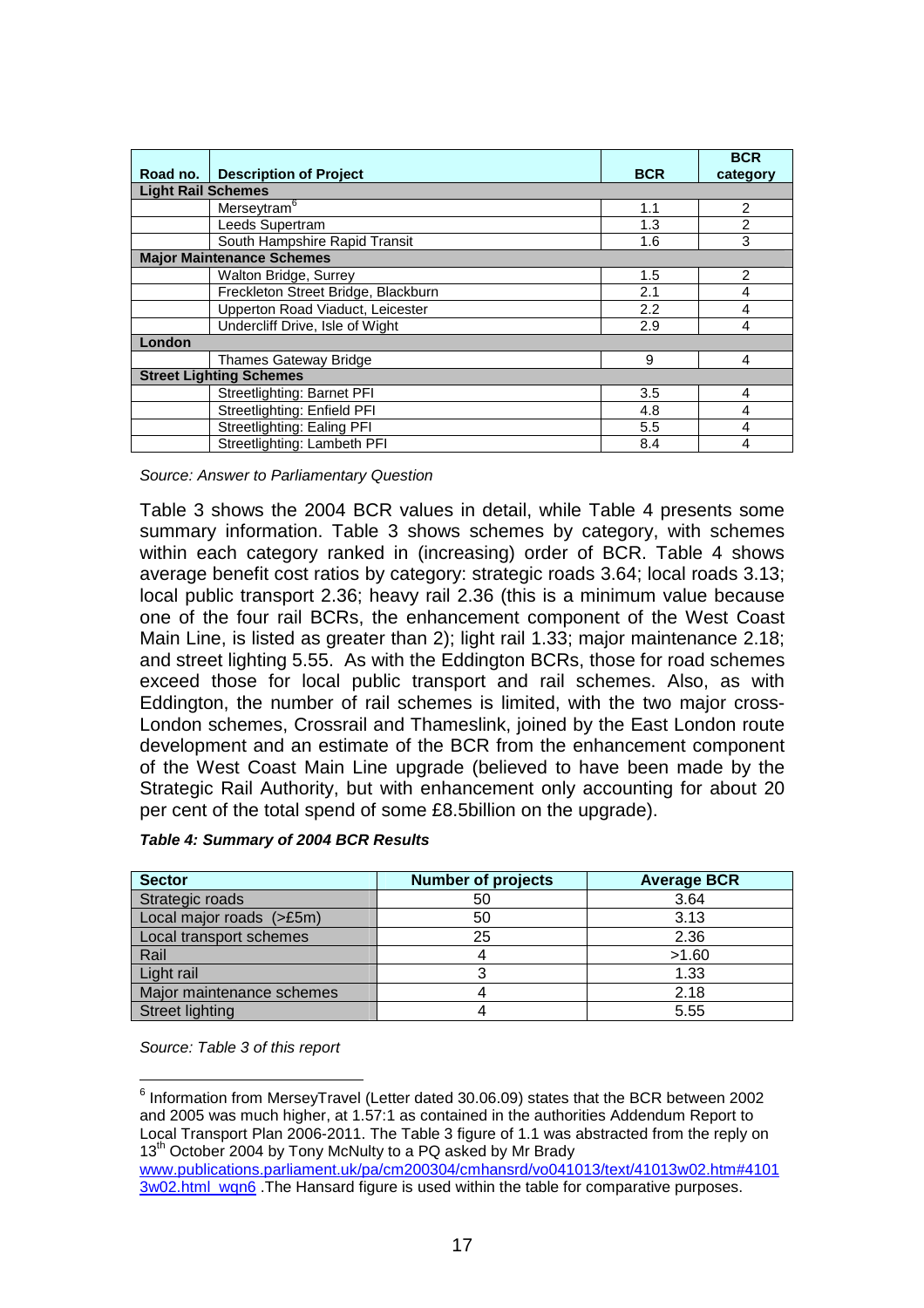| Road no. | Description of Project | BCR | BCR category |
|---|---|---|---|
| **Light Rail Schemes** | | | |
| | Merseytram[6] | 1.1 | 2 |
| | Leeds Supertram | 1.3 | 2 |
| | South Hampshire Rapid Transit | 1.6 | 3 |
| **Major Maintenance Schemes** | | | |
| | Walton Bridge, Surrey | 1.5 | 2 |
| | Freckleton Street Bridge, Blackburn | 2.1 | 4 |
| | Upperton Road Viaduct, Leicester | 2.2 | 4 |
| | Undercliff Drive, Isle of Wight | 2.9 | 4 |
| **London** | | | |
| | Thames Gateway Bridge | 9 | 4 |
| **Street Lighting Schemes** | | | |
| | Streetlighting: Barnet PFI | 3.5 | 4 |
| | Streetlighting: Enfield PFI | 4.8 | 4 |
| | Streetlighting: Ealing PFI | 5.5 | 4 |
| | Streetlighting: Lambeth PFI | 8.4 | 4 |

*Source: Answer to Parliamentary Question*

Table 3 shows the 2004 BCR values in detail, while Table 4 presents some summary information. Table 3 shows schemes by category, with schemes within each category ranked in (increasing) order of BCR. Table 4 shows average benefit cost ratios by category: strategic roads 3.64; local roads 3.13; local public transport 2.36; heavy rail 2.36 (this is a minimum value because one of the four rail BCRs, the enhancement component of the West Coast Main Line, is listed as greater than 2); light rail 1.33; major maintenance 2.18; and street lighting 5.55. As with the Eddington BCRs, those for road schemes exceed those for local public transport and rail schemes. Also, as with Eddington, the number of rail schemes is limited, with the two major cross-London schemes, Crossrail and Thameslink, joined by the East London route development and an estimate of the BCR from the enhancement component of the West Coast Main Line upgrade (believed to have been made by the Strategic Rail Authority, but with enhancement only accounting for about 20 per cent of the total spend of some £8.5billion on the upgrade).

***Table 4: Summary of 2004 BCR Results***

| Sector | Number of projects | Average BCR |
|---|---|---|
| Strategic roads | 50 | 3.64 |
| Local major roads (>£5m) | 50 | 3.13 |
| Local transport schemes | 25 | 2.36 |
| Rail | 4 | >1.60 |
| Light rail | 3 | 1.33 |
| Major maintenance schemes | 4 | 2.18 |
| Street lighting | 4 | 5.55 |

*Source: Table 3 of this report*

[6] Information from MerseyTravel (Letter dated 30.06.09) states that the BCR between 2002 and 2005 was much higher, at 1.57:1 as contained in the authorities Addendum Report to Local Transport Plan 2006-2011. The Table 3 figure of 1.1 was abstracted from the reply on 13th October 2004 by Tony McNulty to a PQ asked by Mr Brady www.publications.parliament.uk/pa/cm200304/cmhansrd/vo041013/text/41013w02.htm#41013w02.html_wqn6 .The Hansard figure is used within the table for comparative purposes.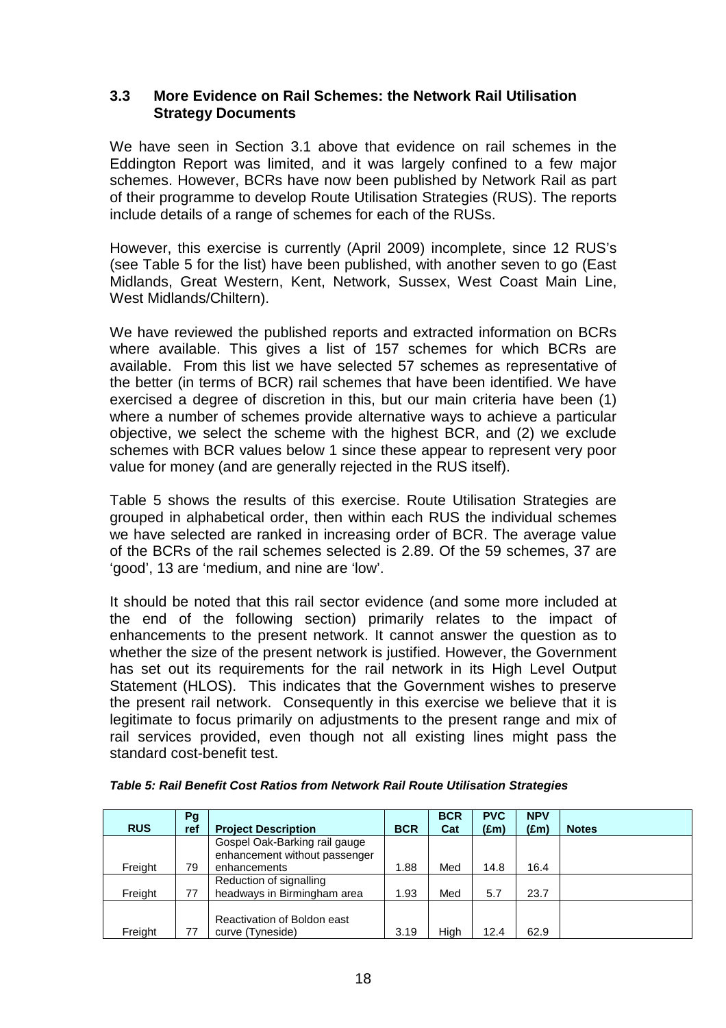### 3.3 More Evidence on Rail Schemes: the Network Rail Utilisation Strategy Documents

We have seen in Section 3.1 above that evidence on rail schemes in the Eddington Report was limited, and it was largely confined to a few major schemes. However, BCRs have now been published by Network Rail as part of their programme to develop Route Utilisation Strategies (RUS). The reports include details of a range of schemes for each of the RUSs.

However, this exercise is currently (April 2009) incomplete, since 12 RUS's (see Table 5 for the list) have been published, with another seven to go (East Midlands, Great Western, Kent, Network, Sussex, West Coast Main Line, West Midlands/Chiltern).

We have reviewed the published reports and extracted information on BCRs where available. This gives a list of 157 schemes for which BCRs are available. From this list we have selected 57 schemes as representative of the better (in terms of BCR) rail schemes that have been identified. We have exercised a degree of discretion in this, but our main criteria have been (1) where a number of schemes provide alternative ways to achieve a particular objective, we select the scheme with the highest BCR, and (2) we exclude schemes with BCR values below 1 since these appear to represent very poor value for money (and are generally rejected in the RUS itself).

Table 5 shows the results of this exercise. Route Utilisation Strategies are grouped in alphabetical order, then within each RUS the individual schemes we have selected are ranked in increasing order of BCR. The average value of the BCRs of the rail schemes selected is 2.89. Of the 59 schemes, 37 are 'good', 13 are 'medium, and nine are 'low'.

It should be noted that this rail sector evidence (and some more included at the end of the following section) primarily relates to the impact of enhancements to the present network. It cannot answer the question as to whether the size of the present network is justified. However, the Government has set out its requirements for the rail network in its High Level Output Statement (HLOS). This indicates that the Government wishes to preserve the present rail network. Consequently in this exercise we believe that it is legitimate to focus primarily on adjustments to the present range and mix of rail services provided, even though not all existing lines might pass the standard cost-benefit test.

***Table 5: Rail Benefit Cost Ratios from Network Rail Route Utilisation Strategies***

| RUS | Pg ref | Project Description | BCR | BCR Cat | PVC (£m) | NPV (£m) | Notes |
|---|---|---|---|---|---|---|---|
| Freight | 79 | Gospel Oak-Barking rail gauge enhancement without passenger enhancements | 1.88 | Med | 14.8 | 16.4 | |
| Freight | 77 | Reduction of signalling headways in Birmingham area | 1.93 | Med | 5.7 | 23.7 | |
| Freight | 77 | Reactivation of Boldon east curve (Tyneside) | 3.19 | High | 12.4 | 62.9 | |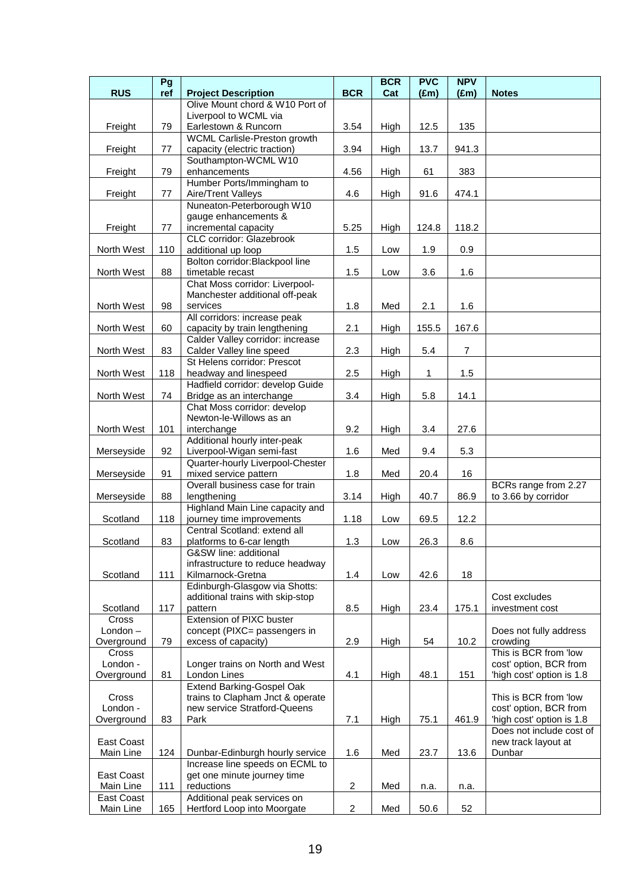| RUS | Pg ref | Project Description | BCR | BCR Cat | PVC (£m) | NPV (£m) | Notes |
|---|---|---|---|---|---|---|---|
| Freight | 79 | Olive Mount chord & W10 Port of Liverpool to WCML via Earlestown & Runcorn | 3.54 | High | 12.5 | 135 | |
| Freight | 77 | WCML Carlisle-Preston growth capacity (electric traction) | 3.94 | High | 13.7 | 941.3 | |
| Freight | 79 | Southampton-WCML W10 enhancements | 4.56 | High | 61 | 383 | |
| Freight | 77 | Humber Ports/Immingham to Aire/Trent Valleys | 4.6 | High | 91.6 | 474.1 | |
| Freight | 77 | Nuneaton-Peterborough W10 gauge enhancements & incremental capacity | 5.25 | High | 124.8 | 118.2 | |
| North West | 110 | CLC corridor: Glazebrook additional up loop | 1.5 | Low | 1.9 | 0.9 | |
| North West | 88 | Bolton corridor:Blackpool line timetable recast | 1.5 | Low | 3.6 | 1.6 | |
| North West | 98 | Chat Moss corridor: Liverpool-Manchester additional off-peak services | 1.8 | Med | 2.1 | 1.6 | |
| North West | 60 | All corridors: increase peak capacity by train lengthening | 2.1 | High | 155.5 | 167.6 | |
| North West | 83 | Calder Valley corridor: increase Calder Valley line speed | 2.3 | High | 5.4 | 7 | |
| North West | 118 | St Helens corridor: Prescot headway and linespeed | 2.5 | High | 1 | 1.5 | |
| North West | 74 | Hadfield corridor: develop Guide Bridge as an interchange | 3.4 | High | 5.8 | 14.1 | |
| North West | 101 | Chat Moss corridor: develop Newton-le-Willows as an interchange | 9.2 | High | 3.4 | 27.6 | |
| Merseyside | 92 | Additional hourly inter-peak Liverpool-Wigan semi-fast | 1.6 | Med | 9.4 | 5.3 | |
| Merseyside | 91 | Quarter-hourly Liverpool-Chester mixed service pattern | 1.8 | Med | 20.4 | 16 | |
| Merseyside | 88 | Overall business case for train lengthening | 3.14 | High | 40.7 | 86.9 | BCRs range from 2.27 to 3.66 by corridor |
| Scotland | 118 | Highland Main Line capacity and journey time improvements | 1.18 | Low | 69.5 | 12.2 | |
| Scotland | 83 | Central Scotland: extend all platforms to 6-car length | 1.3 | Low | 26.3 | 8.6 | |
| Scotland | 111 | G&SW line: additional infrastructure to reduce headway Kilmarnock-Gretna | 1.4 | Low | 42.6 | 18 | |
| Scotland | 117 | Edinburgh-Glasgow via Shotts: additional trains with skip-stop pattern | 8.5 | High | 23.4 | 175.1 | Cost excludes investment cost |
| Cross London – Overground | 79 | Extension of PIXC buster concept (PIXC= passengers in excess of capacity) | 2.9 | High | 54 | 10.2 | Does not fully address crowding |
| Cross London - Overground | 81 | Longer trains on North and West London Lines | 4.1 | High | 48.1 | 151 | This is BCR from 'low cost' option, BCR from 'high cost' option is 1.8 |
| Cross London - Overground | 83 | Extend Barking-Gospel Oak trains to Clapham Jnct & operate new service Stratford-Queens Park | 7.1 | High | 75.1 | 461.9 | This is BCR from 'low cost' option, BCR from 'high cost' option is 1.8 |
| East Coast Main Line | 124 | Dunbar-Edinburgh hourly service | 1.6 | Med | 23.7 | 13.6 | Does not include cost of new track layout at Dunbar |
| East Coast Main Line | 111 | Increase line speeds on ECML to get one minute journey time reductions | 2 | Med | n.a. | n.a. | |
| East Coast Main Line | 165 | Additional peak services on Hertford Loop into Moorgate | 2 | Med | 50.6 | 52 | |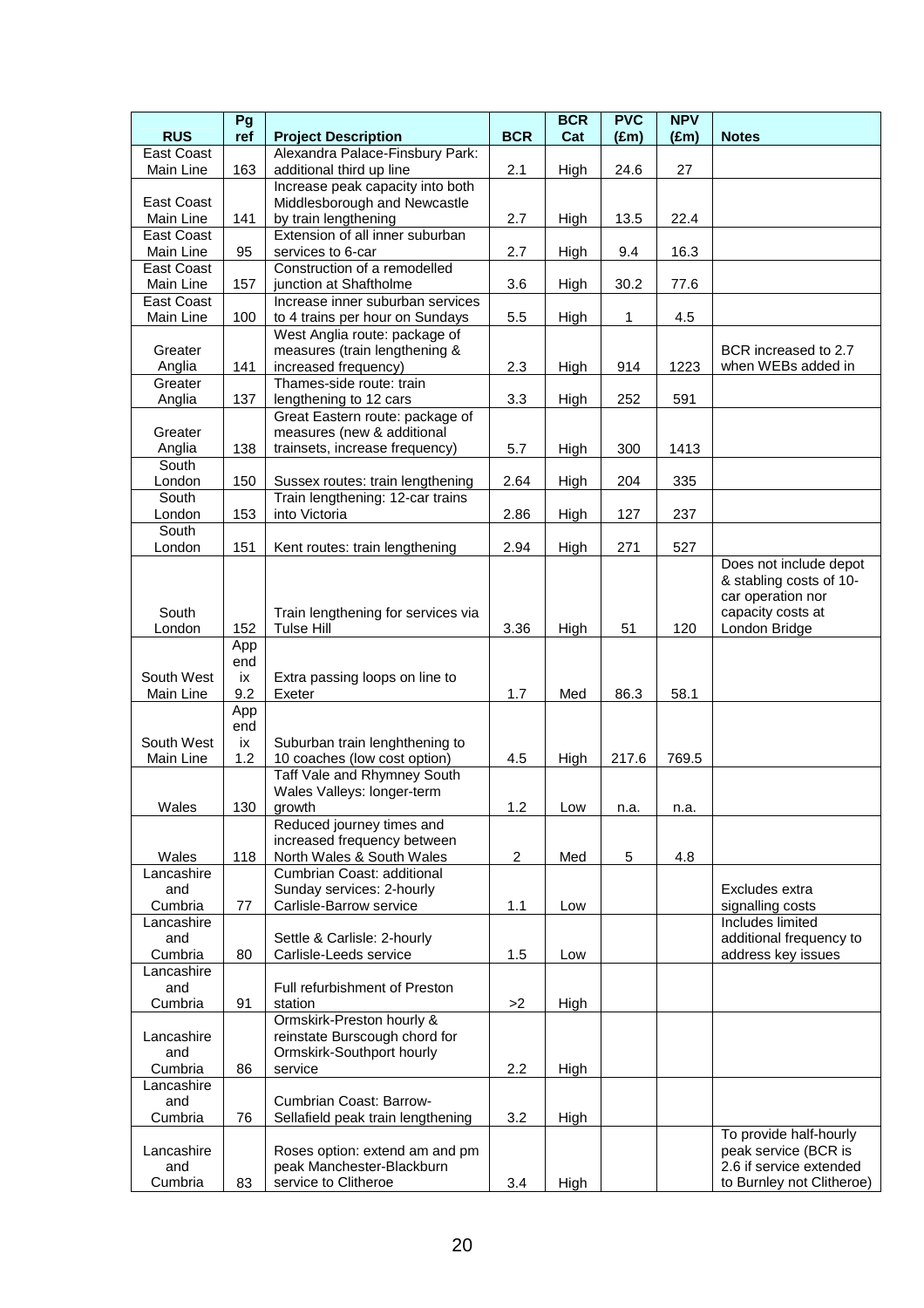| RUS | Pg ref | Project Description | BCR | BCR Cat | PVC (£m) | NPV (£m) | Notes |
|---|---|---|---|---|---|---|---|
| East Coast Main Line | 163 | Alexandra Palace-Finsbury Park: additional third up line | 2.1 | High | 24.6 | 27 | |
| East Coast Main Line | 141 | Increase peak capacity into both Middlesborough and Newcastle by train lengthening | 2.7 | High | 13.5 | 22.4 | |
| East Coast Main Line | 95 | Extension of all inner suburban services to 6-car | 2.7 | High | 9.4 | 16.3 | |
| East Coast Main Line | 157 | Construction of a remodelled junction at Shaftholme | 3.6 | High | 30.2 | 77.6 | |
| East Coast Main Line | 100 | Increase inner suburban services to 4 trains per hour on Sundays | 5.5 | High | 1 | 4.5 | |
| Greater Anglia | 141 | West Anglia route: package of measures (train lengthening & increased frequency) | 2.3 | High | 914 | 1223 | BCR increased to 2.7 when WEBs added in |
| Greater Anglia | 137 | Thames-side route: train lengthening to 12 cars | 3.3 | High | 252 | 591 | |
| Greater Anglia | 138 | Great Eastern route: package of measures (new & additional trainsets, increase frequency) | 5.7 | High | 300 | 1413 | |
| South London | 150 | Sussex routes: train lengthening | 2.64 | High | 204 | 335 | |
| South London | 153 | Train lengthening: 12-car trains into Victoria | 2.86 | High | 127 | 237 | |
| South London | 151 | Kent routes: train lengthening | 2.94 | High | 271 | 527 | |
| South London | 152 | Train lengthening for services via Tulse Hill | 3.36 | High | 51 | 120 | Does not include depot & stabling costs of 10-car operation nor capacity costs at London Bridge |
| South West Main Line | Appendix 9.2 | Extra passing loops on line to Exeter | 1.7 | Med | 86.3 | 58.1 | |
| South West Main Line | Appendix 1.2 | Suburban train lenghthening to 10 coaches (low cost option) | 4.5 | High | 217.6 | 769.5 | |
| Wales | 130 | Taff Vale and Rhymney South Wales Valleys: longer-term growth | 1.2 | Low | n.a. | n.a. | |
| Wales | 118 | Reduced journey times and increased frequency between North Wales & South Wales | 2 | Med | 5 | 4.8 | |
| Lancashire and Cumbria | 77 | Cumbrian Coast: additional Sunday services: 2-hourly Carlisle-Barrow service | 1.1 | Low | | | Excludes extra signalling costs |
| Lancashire and Cumbria | 80 | Settle & Carlisle: 2-hourly Carlisle-Leeds service | 1.5 | Low | | | Includes limited additional frequency to address key issues |
| Lancashire and Cumbria | 91 | Full refurbishment of Preston station | >2 | High | | | |
| Lancashire and Cumbria | 86 | Ormskirk-Preston hourly & reinstate Burscough chord for Ormskirk-Southport hourly service | 2.2 | High | | | |
| Lancashire and Cumbria | 76 | Cumbrian Coast: Barrow-Sellafield peak train lengthening | 3.2 | High | | | |
| Lancashire and Cumbria | 83 | Roses option: extend am and pm peak Manchester-Blackburn service to Clitheroe | 3.4 | High | | | To provide half-hourly peak service (BCR is 2.6 if service extended to Burnley not Clitheroe) |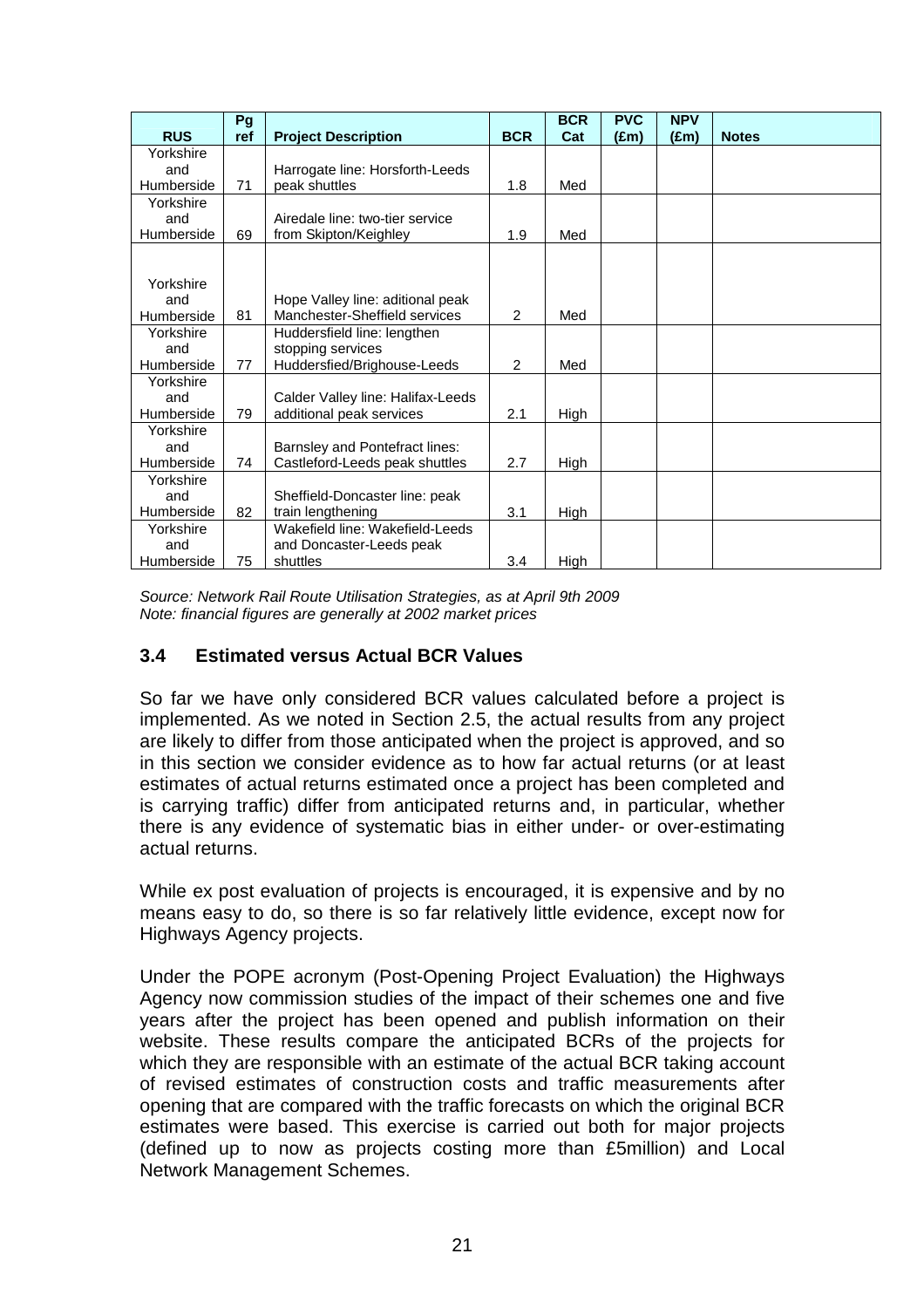| RUS | Pg ref | Project Description | BCR | BCR Cat | PVC (£m) | NPV (£m) | Notes |
|---|---|---|---|---|---|---|---|
| Yorkshire and Humberside | 71 | Harrogate line: Horsforth-Leeds peak shuttles | 1.8 | Med | | | |
| Yorkshire and Humberside | 69 | Airedale line: two-tier service from Skipton/Keighley | 1.9 | Med | | | |
| Yorkshire and Humberside | 81 | Hope Valley line: aditional peak Manchester-Sheffield services | 2 | Med | | | |
| Yorkshire and Humberside | 77 | Huddersfield line: lengthen stopping services Huddersfied/Brighouse-Leeds | 2 | Med | | | |
| Yorkshire and Humberside | 79 | Calder Valley line: Halifax-Leeds additional peak services | 2.1 | High | | | |
| Yorkshire and Humberside | 74 | Barnsley and Pontefract lines: Castleford-Leeds peak shuttles | 2.7 | High | | | |
| Yorkshire and Humberside | 82 | Sheffield-Doncaster line: peak train lengthening | 3.1 | High | | | |
| Yorkshire and Humberside | 75 | Wakefield line: Wakefield-Leeds and Doncaster-Leeds peak shuttles | 3.4 | High | | | |

*Source: Network Rail Route Utilisation Strategies, as at April 9th 2009*
*Note: financial figures are generally at 2002 market prices*

### 3.4 Estimated versus Actual BCR Values

So far we have only considered BCR values calculated before a project is implemented. As we noted in Section 2.5, the actual results from any project are likely to differ from those anticipated when the project is approved, and so in this section we consider evidence as to how far actual returns (or at least estimates of actual returns estimated once a project has been completed and is carrying traffic) differ from anticipated returns and, in particular, whether there is any evidence of systematic bias in either under- or over-estimating actual returns.

While ex post evaluation of projects is encouraged, it is expensive and by no means easy to do, so there is so far relatively little evidence, except now for Highways Agency projects.

Under the POPE acronym (Post-Opening Project Evaluation) the Highways Agency now commission studies of the impact of their schemes one and five years after the project has been opened and publish information on their website. These results compare the anticipated BCRs of the projects for which they are responsible with an estimate of the actual BCR taking account of revised estimates of construction costs and traffic measurements after opening that are compared with the traffic forecasts on which the original BCR estimates were based. This exercise is carried out both for major projects (defined up to now as projects costing more than £5million) and Local Network Management Schemes.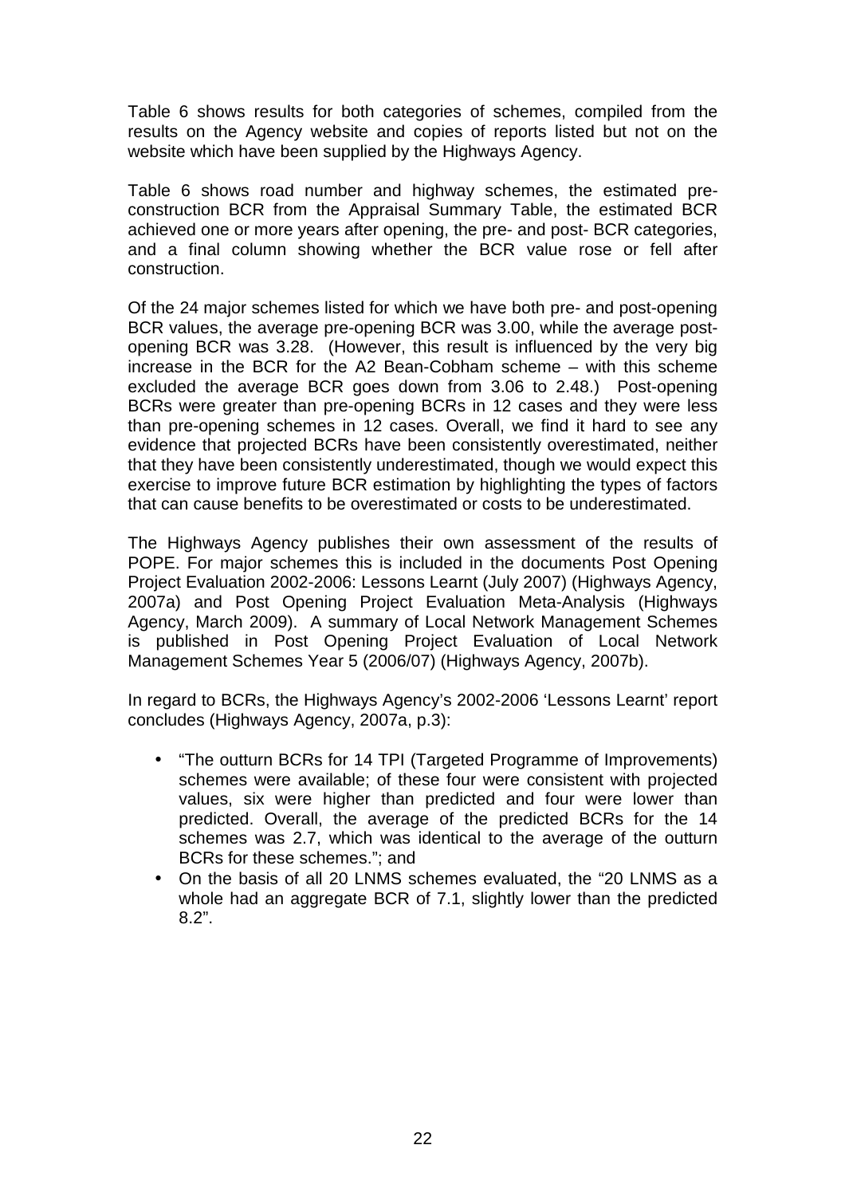Table 6 shows results for both categories of schemes, compiled from the results on the Agency website and copies of reports listed but not on the website which have been supplied by the Highways Agency.

Table 6 shows road number and highway schemes, the estimated pre-construction BCR from the Appraisal Summary Table, the estimated BCR achieved one or more years after opening, the pre- and post- BCR categories, and a final column showing whether the BCR value rose or fell after construction.

Of the 24 major schemes listed for which we have both pre- and post-opening BCR values, the average pre-opening BCR was 3.00, while the average post-opening BCR was 3.28. (However, this result is influenced by the very big increase in the BCR for the A2 Bean-Cobham scheme – with this scheme excluded the average BCR goes down from 3.06 to 2.48.) Post-opening BCRs were greater than pre-opening BCRs in 12 cases and they were less than pre-opening schemes in 12 cases. Overall, we find it hard to see any evidence that projected BCRs have been consistently overestimated, neither that they have been consistently underestimated, though we would expect this exercise to improve future BCR estimation by highlighting the types of factors that can cause benefits to be overestimated or costs to be underestimated.

The Highways Agency publishes their own assessment of the results of POPE. For major schemes this is included in the documents Post Opening Project Evaluation 2002-2006: Lessons Learnt (July 2007) (Highways Agency, 2007a) and Post Opening Project Evaluation Meta-Analysis (Highways Agency, March 2009). A summary of Local Network Management Schemes is published in Post Opening Project Evaluation of Local Network Management Schemes Year 5 (2006/07) (Highways Agency, 2007b).

In regard to BCRs, the Highways Agency's 2002-2006 'Lessons Learnt' report concludes (Highways Agency, 2007a, p.3):

- "The outturn BCRs for 14 TPI (Targeted Programme of Improvements) schemes were available; of these four were consistent with projected values, six were higher than predicted and four were lower than predicted. Overall, the average of the predicted BCRs for the 14 schemes was 2.7, which was identical to the average of the outturn BCRs for these schemes."; and
- On the basis of all 20 LNMS schemes evaluated, the "20 LNMS as a whole had an aggregate BCR of 7.1, slightly lower than the predicted 8.2".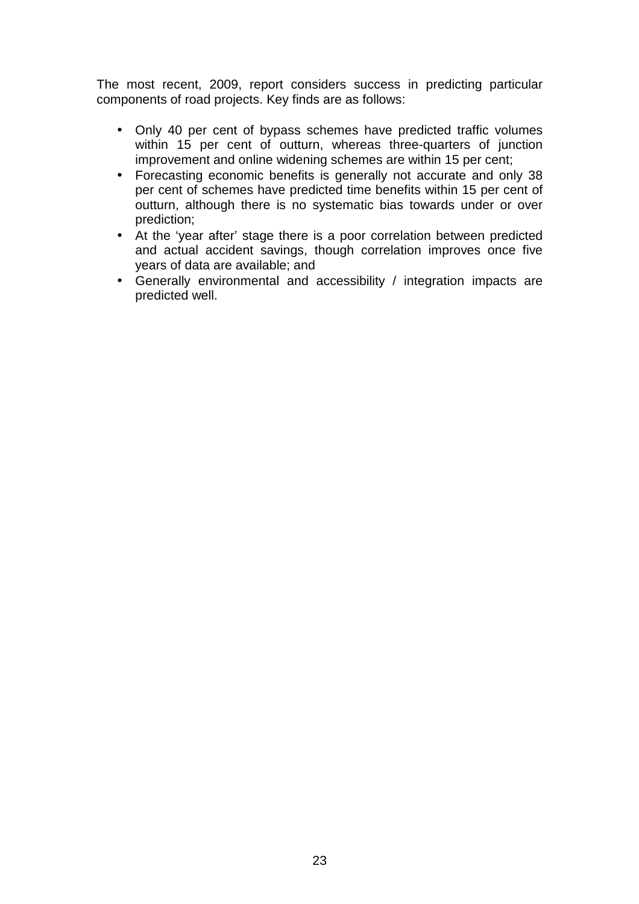The most recent, 2009, report considers success in predicting particular components of road projects. Key finds are as follows:

- Only 40 per cent of bypass schemes have predicted traffic volumes within 15 per cent of outturn, whereas three-quarters of junction improvement and online widening schemes are within 15 per cent;
- Forecasting economic benefits is generally not accurate and only 38 per cent of schemes have predicted time benefits within 15 per cent of outturn, although there is no systematic bias towards under or over prediction;
- At the 'year after' stage there is a poor correlation between predicted and actual accident savings, though correlation improves once five years of data are available; and
- Generally environmental and accessibility / integration impacts are predicted well.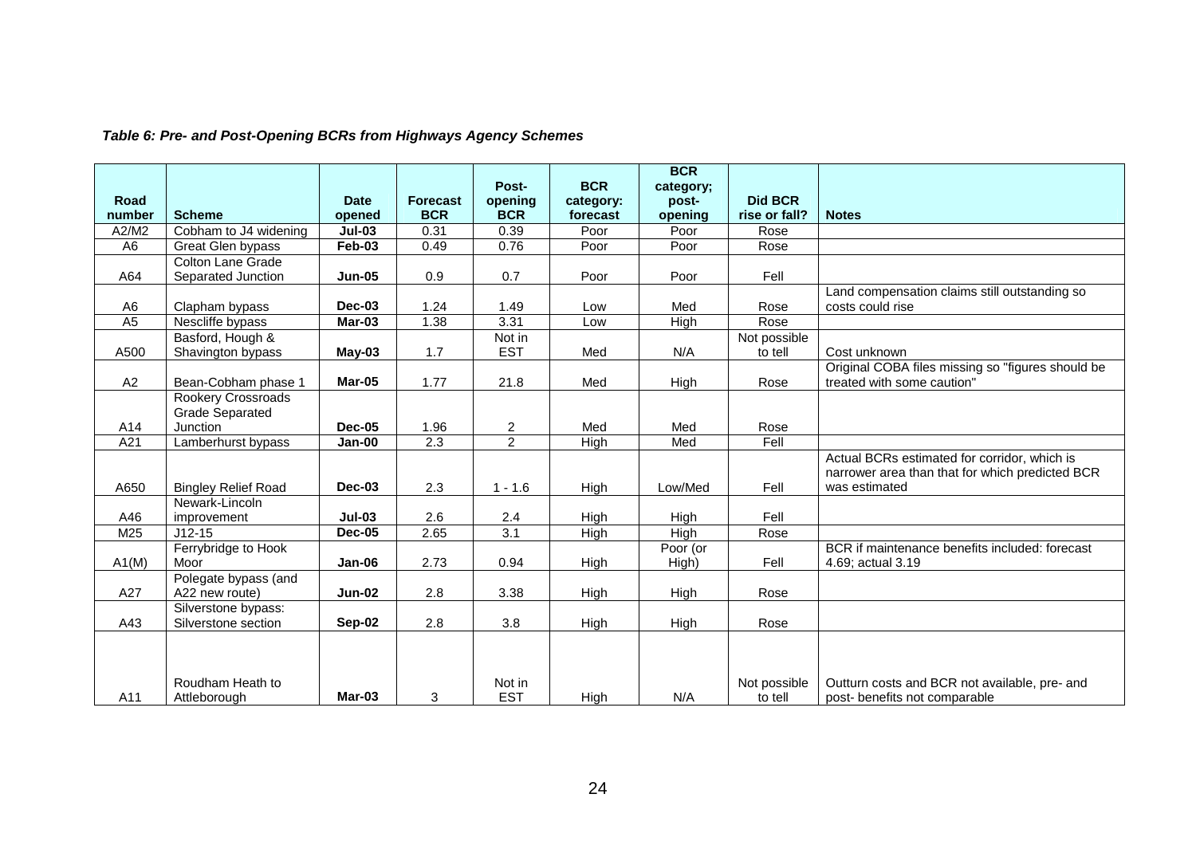*Table 6: Pre- and Post-Opening BCRs from Highways Agency Schemes*

| Road number | Scheme | Date opened | Forecast BCR | Post-opening BCR | BCR category: forecast | BCR category; post-opening | Did BCR rise or fall? | Notes |
|---|---|---|---|---|---|---|---|---|
| A2/M2 | Cobham to J4 widening | **Jul-03** | 0.31 | 0.39 | Poor | Poor | Rose | |
| A6 | Great Glen bypass | **Feb-03** | 0.49 | 0.76 | Poor | Poor | Rose | |
| A64 | Colton Lane Grade Separated Junction | **Jun-05** | 0.9 | 0.7 | Poor | Poor | Fell | |
| A6 | Clapham bypass | **Dec-03** | 1.24 | 1.49 | Low | Med | Rose | Land compensation claims still outstanding so costs could rise |
| A5 | Nescliffe bypass | **Mar-03** | 1.38 | 3.31 | Low | High | Rose | |
| A500 | Basford, Hough & Shavington bypass | **May-03** | 1.7 | Not in EST | Med | N/A | Not possible to tell | Cost unknown |
| A2 | Bean-Cobham phase 1 | **Mar-05** | 1.77 | 21.8 | Med | High | Rose | Original COBA files missing so "figures should be treated with some caution" |
| A14 | Rookery Crossroads Grade Separated Junction | **Dec-05** | 1.96 | 2 | Med | Med | Rose | |
| A21 | Lamberhurst bypass | **Jan-00** | 2.3 | 2 | High | Med | Fell | |
| A650 | Bingley Relief Road | **Dec-03** | 2.3 | 1 - 1.6 | High | Low/Med | Fell | Actual BCRs estimated for corridor, which is narrower area than that for which predicted BCR was estimated |
| A46 | Newark-Lincoln improvement | **Jul-03** | 2.6 | 2.4 | High | High | Fell | |
| M25 | J12-15 | **Dec-05** | 2.65 | 3.1 | High | High | Rose | |
| A1(M) | Ferrybridge to Hook Moor | **Jan-06** | 2.73 | 0.94 | High | Poor (or High) | Fell | BCR if maintenance benefits included: forecast 4.69; actual 3.19 |
| A27 | Polegate bypass (and A22 new route) | **Jun-02** | 2.8 | 3.38 | High | High | Rose | |
| A43 | Silverstone bypass: Silverstone section | **Sep-02** | 2.8 | 3.8 | High | High | Rose | |
| A11 | Roudham Heath to Attleborough | **Mar-03** | 3 | Not in EST | High | N/A | Not possible to tell | Outturn costs and BCR not available, pre- and post- benefits not comparable |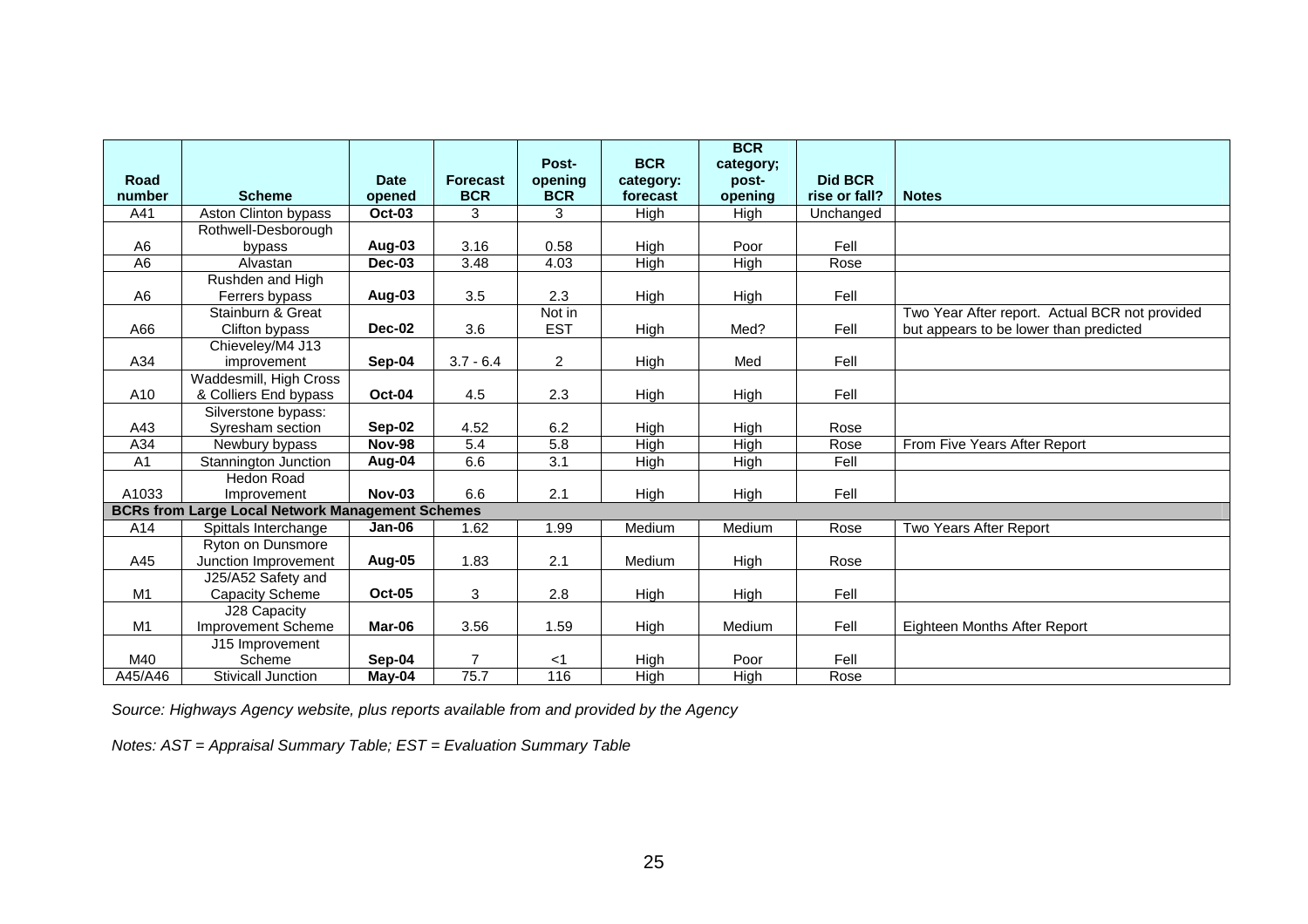| Road number | Scheme | Date opened | Forecast BCR | Post-opening BCR | BCR category: forecast | BCR category; post-opening | Did BCR rise or fall? | Notes |
|---|---|---|---|---|---|---|---|---|
| A41 | Aston Clinton bypass | **Oct-03** | 3 | 3 | High | High | Unchanged | |
| A6 | Rothwell-Desborough bypass | **Aug-03** | 3.16 | 0.58 | High | Poor | Fell | |
| A6 | Alvastan | **Dec-03** | 3.48 | 4.03 | High | High | Rose | |
| A6 | Rushden and High Ferrers bypass | **Aug-03** | 3.5 | 2.3 | High | High | Fell | |
| A66 | Stainburn & Great Clifton bypass | **Dec-02** | 3.6 | Not in EST | High | Med? | Fell | Two Year After report. Actual BCR not provided but appears to be lower than predicted |
| A34 | Chieveley/M4 J13 improvement | **Sep-04** | 3.7 - 6.4 | 2 | High | Med | Fell | |
| A10 | Waddesmill, High Cross & Colliers End bypass | **Oct-04** | 4.5 | 2.3 | High | High | Fell | |
| A43 | Silverstone bypass: Syresham section | **Sep-02** | 4.52 | 6.2 | High | High | Rose | |
| A34 | Newbury bypass | **Nov-98** | 5.4 | 5.8 | High | High | Rose | From Five Years After Report |
| A1 | Stannington Junction | **Aug-04** | 6.6 | 3.1 | High | High | Fell | |
| A1033 | Hedon Road Improvement | **Nov-03** | 6.6 | 2.1 | High | High | Fell | |
| **BCRs from Large Local Network Management Schemes** | | | | | | | | |
| A14 | Spittals Interchange | **Jan-06** | 1.62 | 1.99 | Medium | Medium | Rose | Two Years After Report |
| A45 | Ryton on Dunsmore Junction Improvement | **Aug-05** | 1.83 | 2.1 | Medium | High | Rose | |
| M1 | J25/A52 Safety and Capacity Scheme | **Oct-05** | 3 | 2.8 | High | High | Fell | |
| M1 | J28 Capacity Improvement Scheme | **Mar-06** | 3.56 | 1.59 | High | Medium | Fell | Eighteen Months After Report |
| M40 | J15 Improvement Scheme | **Sep-04** | 7 | <1 | High | Poor | Fell | |
| A45/A46 | Stivicall Junction | **May-04** | 75.7 | 116 | High | High | Rose | |

*Source: Highways Agency website, plus reports available from and provided by the Agency*

*Notes: AST = Appraisal Summary Table; EST = Evaluation Summary Table*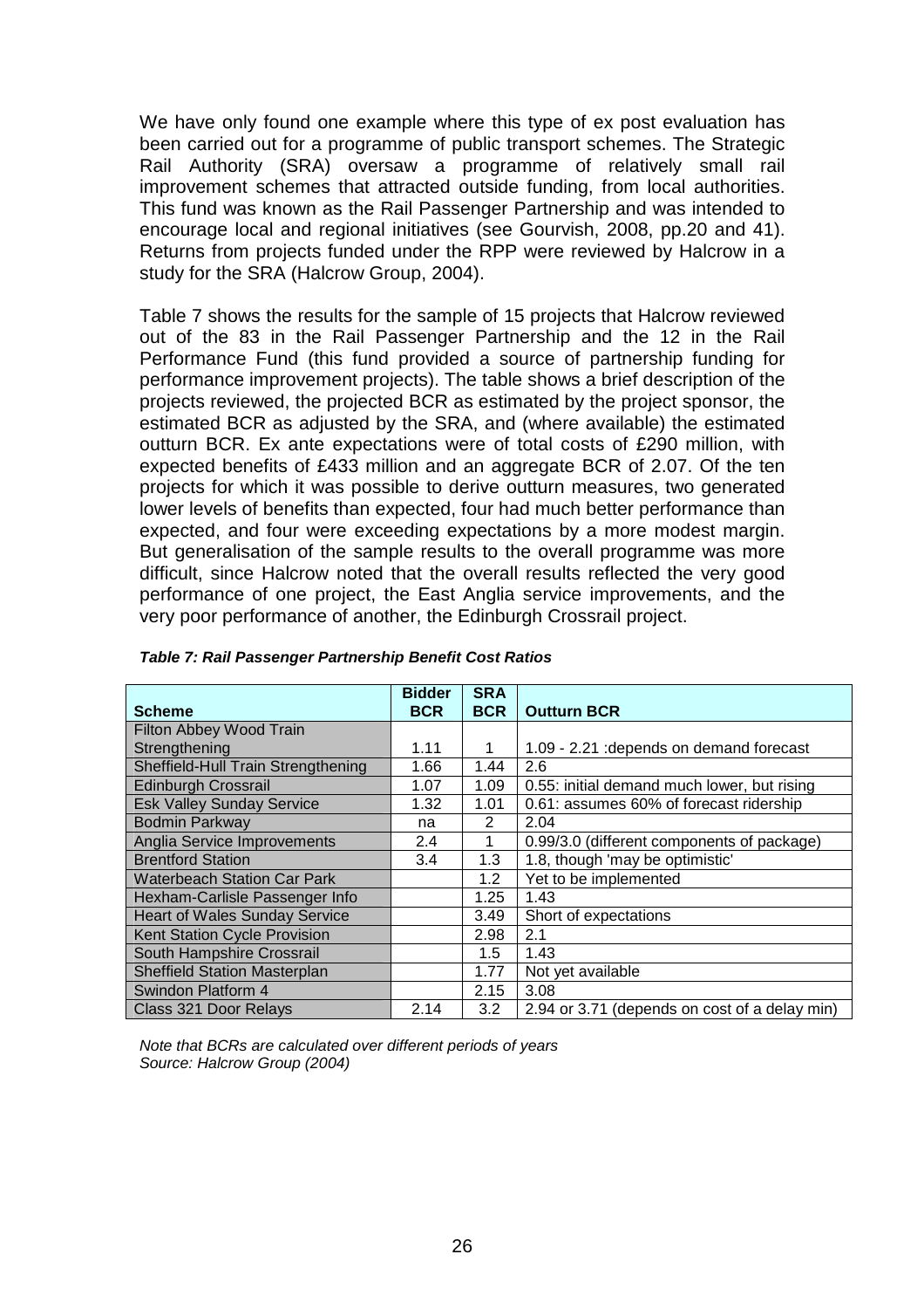We have only found one example where this type of ex post evaluation has been carried out for a programme of public transport schemes. The Strategic Rail Authority (SRA) oversaw a programme of relatively small rail improvement schemes that attracted outside funding, from local authorities. This fund was known as the Rail Passenger Partnership and was intended to encourage local and regional initiatives (see Gourvish, 2008, pp.20 and 41). Returns from projects funded under the RPP were reviewed by Halcrow in a study for the SRA (Halcrow Group, 2004).

Table 7 shows the results for the sample of 15 projects that Halcrow reviewed out of the 83 in the Rail Passenger Partnership and the 12 in the Rail Performance Fund (this fund provided a source of partnership funding for performance improvement projects). The table shows a brief description of the projects reviewed, the projected BCR as estimated by the project sponsor, the estimated BCR as adjusted by the SRA, and (where available) the estimated outturn BCR. Ex ante expectations were of total costs of £290 million, with expected benefits of £433 million and an aggregate BCR of 2.07. Of the ten projects for which it was possible to derive outturn measures, two generated lower levels of benefits than expected, four had much better performance than expected, and four were exceeding expectations by a more modest margin. But generalisation of the sample results to the overall programme was more difficult, since Halcrow noted that the overall results reflected the very good performance of one project, the East Anglia service improvements, and the very poor performance of another, the Edinburgh Crossrail project.

***Table 7: Rail Passenger Partnership Benefit Cost Ratios***

| Scheme | Bidder BCR | SRA BCR | Outturn BCR |
|---|---|---|---|
| Filton Abbey Wood Train Strengthening | 1.11 | 1 | 1.09 - 2.21 :depends on demand forecast |
| Sheffield-Hull Train Strengthening | 1.66 | 1.44 | 2.6 |
| Edinburgh Crossrail | 1.07 | 1.09 | 0.55: initial demand much lower, but rising |
| Esk Valley Sunday Service | 1.32 | 1.01 | 0.61: assumes 60% of forecast ridership |
| Bodmin Parkway | na | 2 | 2.04 |
| Anglia Service Improvements | 2.4 | 1 | 0.99/3.0 (different components of package) |
| Brentford Station | 3.4 | 1.3 | 1.8, though 'may be optimistic' |
| Waterbeach Station Car Park | | 1.2 | Yet to be implemented |
| Hexham-Carlisle Passenger Info | | 1.25 | 1.43 |
| Heart of Wales Sunday Service | | 3.49 | Short of expectations |
| Kent Station Cycle Provision | | 2.98 | 2.1 |
| South Hampshire Crossrail | | 1.5 | 1.43 |
| Sheffield Station Masterplan | | 1.77 | Not yet available |
| Swindon Platform 4 | | 2.15 | 3.08 |
| Class 321 Door Relays | 2.14 | 3.2 | 2.94 or 3.71 (depends on cost of a delay min) |

*Note that BCRs are calculated over different periods of years*
*Source: Halcrow Group (2004)*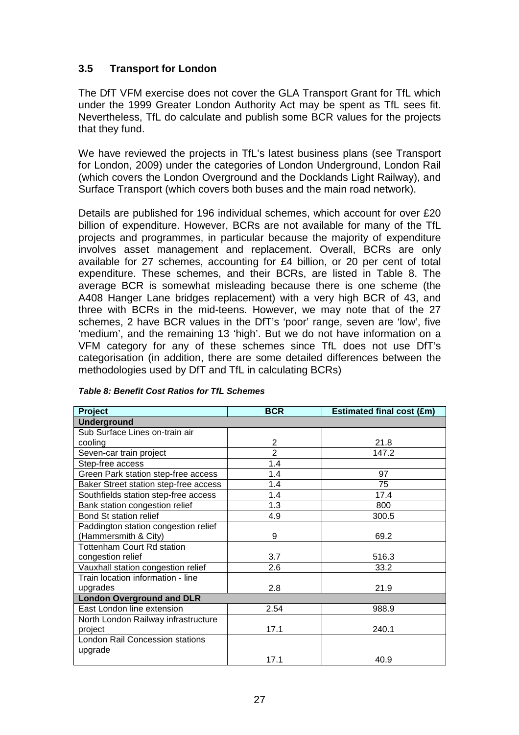### 3.5 Transport for London

The DfT VFM exercise does not cover the GLA Transport Grant for TfL which under the 1999 Greater London Authority Act may be spent as TfL sees fit. Nevertheless, TfL do calculate and publish some BCR values for the projects that they fund.

We have reviewed the projects in TfL's latest business plans (see Transport for London, 2009) under the categories of London Underground, London Rail (which covers the London Overground and the Docklands Light Railway), and Surface Transport (which covers both buses and the main road network).

Details are published for 196 individual schemes, which account for over £20 billion of expenditure. However, BCRs are not available for many of the TfL projects and programmes, in particular because the majority of expenditure involves asset management and replacement. Overall, BCRs are only available for 27 schemes, accounting for £4 billion, or 20 per cent of total expenditure. These schemes, and their BCRs, are listed in Table 8. The average BCR is somewhat misleading because there is one scheme (the A408 Hanger Lane bridges replacement) with a very high BCR of 43, and three with BCRs in the mid-teens. However, we may note that of the 27 schemes, 2 have BCR values in the DfT's 'poor' range, seven are 'low', five 'medium', and the remaining 13 'high'. But we do not have information on a VFM category for any of these schemes since TfL does not use DfT's categorisation (in addition, there are some detailed differences between the methodologies used by DfT and TfL in calculating BCRs)

***Table 8: Benefit Cost Ratios for TfL Schemes***

| Project | BCR | Estimated final cost (£m) |
|---|---|---|
| **Underground** | | |
| Sub Surface Lines on-train air cooling | 2 | 21.8 |
| Seven-car train project | 2 | 147.2 |
| Step-free access | 1.4 | |
| Green Park station step-free access | 1.4 | 97 |
| Baker Street station step-free access | 1.4 | 75 |
| Southfields station step-free access | 1.4 | 17.4 |
| Bank station congestion relief | 1.3 | 800 |
| Bond St station relief | 4.9 | 300.5 |
| Paddington station congestion relief (Hammersmith & City) | 9 | 69.2 |
| Tottenham Court Rd station congestion relief | 3.7 | 516.3 |
| Vauxhall station congestion relief | 2.6 | 33.2 |
| Train location information - line upgrades | 2.8 | 21.9 |
| **London Overground and DLR** | | |
| East London line extension | 2.54 | 988.9 |
| North London Railway infrastructure project | 17.1 | 240.1 |
| London Rail Concession stations upgrade | 17.1 | 40.9 |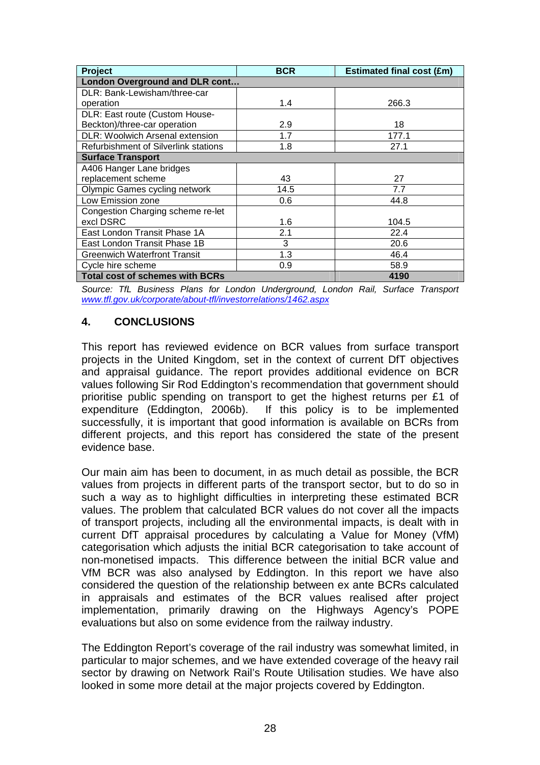| Project | BCR | Estimated final cost (£m) |
|---|---|---|
| **London Overground and DLR cont…** | | |
| DLR: Bank-Lewisham/three-car operation | 1.4 | 266.3 |
| DLR: East route (Custom House-Beckton)/three-car operation | 2.9 | 18 |
| DLR: Woolwich Arsenal extension | 1.7 | 177.1 |
| Refurbishment of Silverlink stations | 1.8 | 27.1 |
| **Surface Transport** | | |
| A406 Hanger Lane bridges replacement scheme | 43 | 27 |
| Olympic Games cycling network | 14.5 | 7.7 |
| Low Emission zone | 0.6 | 44.8 |
| Congestion Charging scheme re-let excl DSRC | 1.6 | 104.5 |
| East London Transit Phase 1A | 2.1 | 22.4 |
| East London Transit Phase 1B | 3 | 20.6 |
| Greenwich Waterfront Transit | 1.3 | 46.4 |
| Cycle hire scheme | 0.9 | 58.9 |
| **Total cost of schemes with BCRs** | | **4190** |

*Source: TfL Business Plans for London Underground, London Rail, Surface Transport www.tfl.gov.uk/corporate/about-tfl/investorrelations/1462.aspx*

## 4. CONCLUSIONS

This report has reviewed evidence on BCR values from surface transport projects in the United Kingdom, set in the context of current DfT objectives and appraisal guidance. The report provides additional evidence on BCR values following Sir Rod Eddington's recommendation that government should prioritise public spending on transport to get the highest returns per £1 of expenditure (Eddington, 2006b). If this policy is to be implemented successfully, it is important that good information is available on BCRs from different projects, and this report has considered the state of the present evidence base.

Our main aim has been to document, in as much detail as possible, the BCR values from projects in different parts of the transport sector, but to do so in such a way as to highlight difficulties in interpreting these estimated BCR values. The problem that calculated BCR values do not cover all the impacts of transport projects, including all the environmental impacts, is dealt with in current DfT appraisal procedures by calculating a Value for Money (VfM) categorisation which adjusts the initial BCR categorisation to take account of non-monetised impacts. This difference between the initial BCR value and VfM BCR was also analysed by Eddington. In this report we have also considered the question of the relationship between ex ante BCRs calculated in appraisals and estimates of the BCR values realised after project implementation, primarily drawing on the Highways Agency's POPE evaluations but also on some evidence from the railway industry.

The Eddington Report's coverage of the rail industry was somewhat limited, in particular to major schemes, and we have extended coverage of the heavy rail sector by drawing on Network Rail's Route Utilisation studies. We have also looked in some more detail at the major projects covered by Eddington.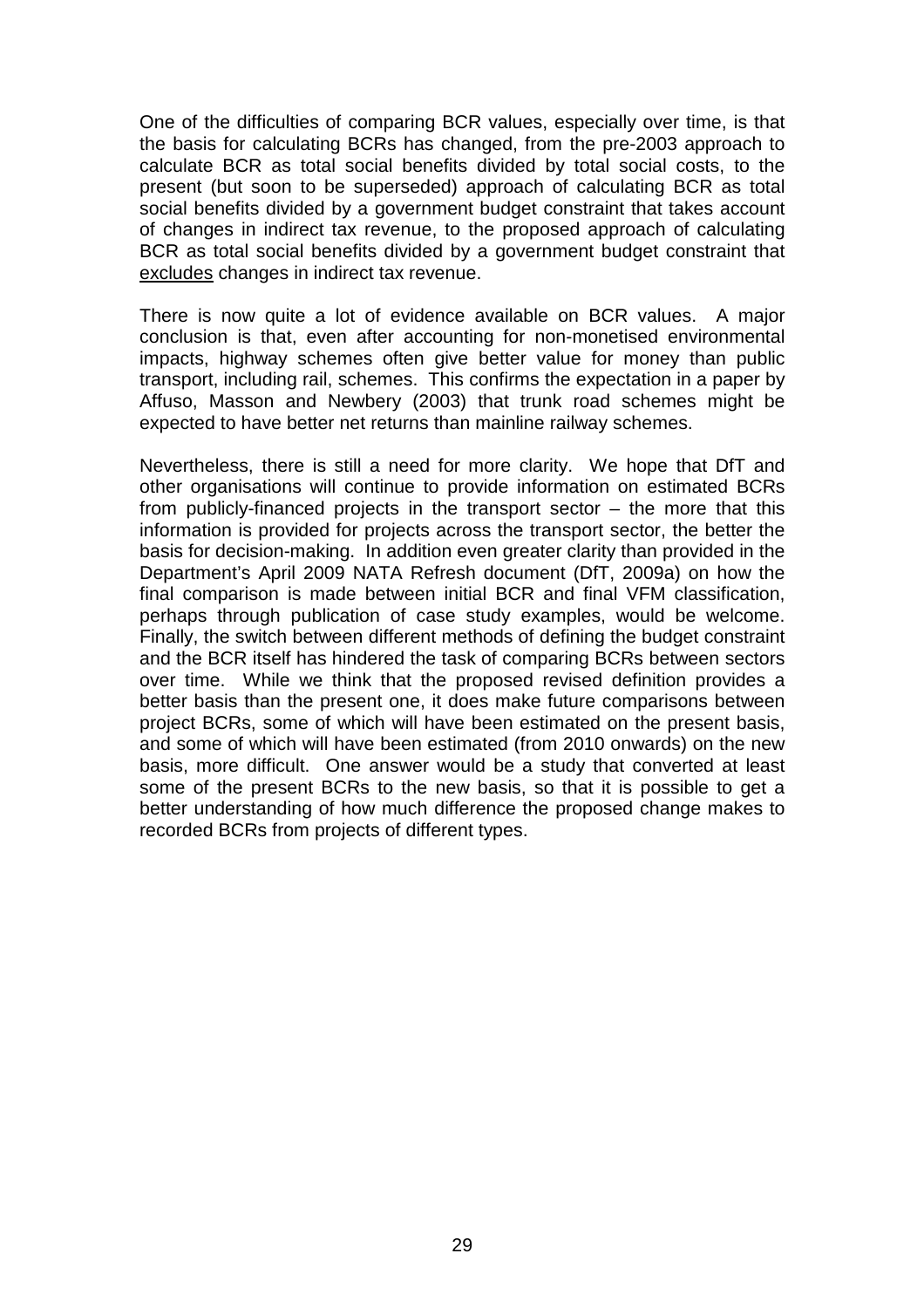One of the difficulties of comparing BCR values, especially over time, is that the basis for calculating BCRs has changed, from the pre-2003 approach to calculate BCR as total social benefits divided by total social costs, to the present (but soon to be superseded) approach of calculating BCR as total social benefits divided by a government budget constraint that takes account of changes in indirect tax revenue, to the proposed approach of calculating BCR as total social benefits divided by a government budget constraint that <u>excludes</u> changes in indirect tax revenue.

There is now quite a lot of evidence available on BCR values. A major conclusion is that, even after accounting for non-monetised environmental impacts, highway schemes often give better value for money than public transport, including rail, schemes. This confirms the expectation in a paper by Affuso, Masson and Newbery (2003) that trunk road schemes might be expected to have better net returns than mainline railway schemes.

Nevertheless, there is still a need for more clarity. We hope that DfT and other organisations will continue to provide information on estimated BCRs from publicly-financed projects in the transport sector – the more that this information is provided for projects across the transport sector, the better the basis for decision-making. In addition even greater clarity than provided in the Department's April 2009 NATA Refresh document (DfT, 2009a) on how the final comparison is made between initial BCR and final VFM classification, perhaps through publication of case study examples, would be welcome. Finally, the switch between different methods of defining the budget constraint and the BCR itself has hindered the task of comparing BCRs between sectors over time. While we think that the proposed revised definition provides a better basis than the present one, it does make future comparisons between project BCRs, some of which will have been estimated on the present basis, and some of which will have been estimated (from 2010 onwards) on the new basis, more difficult. One answer would be a study that converted at least some of the present BCRs to the new basis, so that it is possible to get a better understanding of how much difference the proposed change makes to recorded BCRs from projects of different types.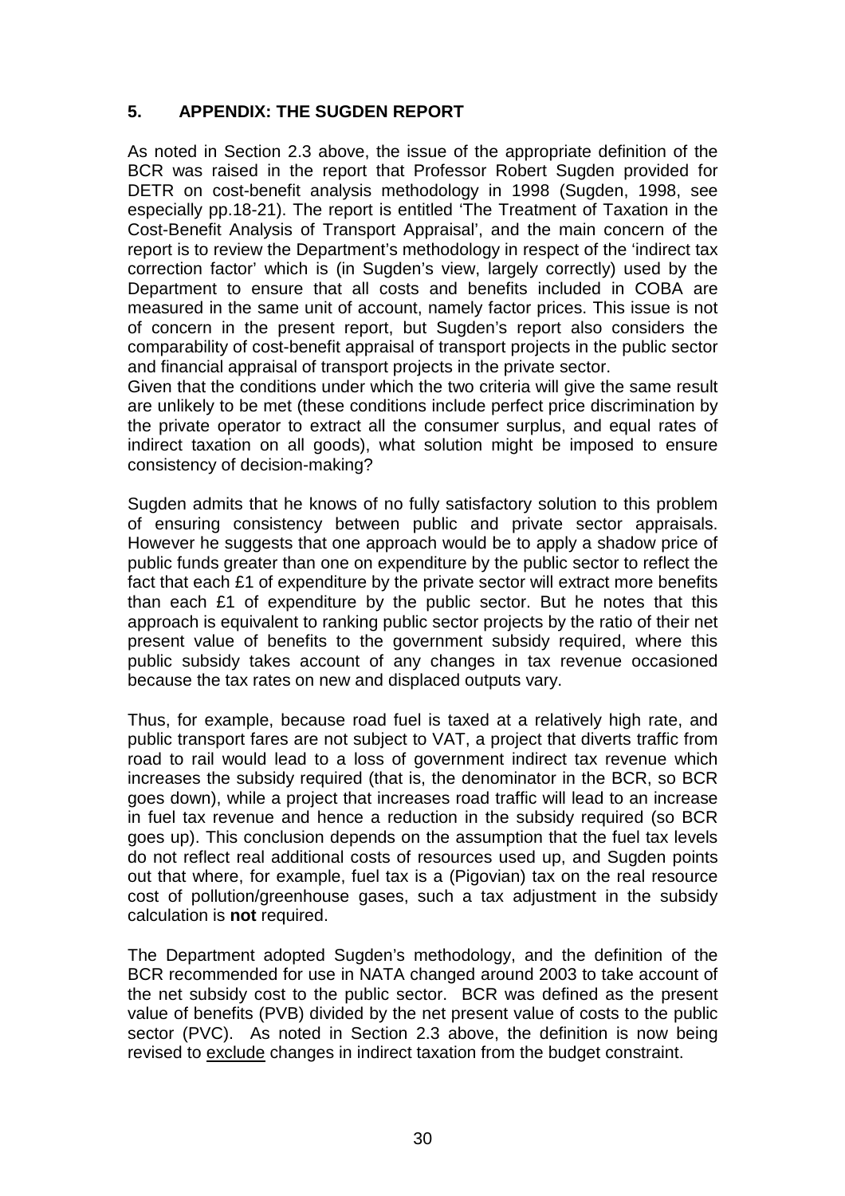## 5. APPENDIX: THE SUGDEN REPORT

As noted in Section 2.3 above, the issue of the appropriate definition of the BCR was raised in the report that Professor Robert Sugden provided for DETR on cost-benefit analysis methodology in 1998 (Sugden, 1998, see especially pp.18-21). The report is entitled 'The Treatment of Taxation in the Cost-Benefit Analysis of Transport Appraisal', and the main concern of the report is to review the Department's methodology in respect of the 'indirect tax correction factor' which is (in Sugden's view, largely correctly) used by the Department to ensure that all costs and benefits included in COBA are measured in the same unit of account, namely factor prices. This issue is not of concern in the present report, but Sugden's report also considers the comparability of cost-benefit appraisal of transport projects in the public sector and financial appraisal of transport projects in the private sector.

Given that the conditions under which the two criteria will give the same result are unlikely to be met (these conditions include perfect price discrimination by the private operator to extract all the consumer surplus, and equal rates of indirect taxation on all goods), what solution might be imposed to ensure consistency of decision-making?

Sugden admits that he knows of no fully satisfactory solution to this problem of ensuring consistency between public and private sector appraisals. However he suggests that one approach would be to apply a shadow price of public funds greater than one on expenditure by the public sector to reflect the fact that each £1 of expenditure by the private sector will extract more benefits than each £1 of expenditure by the public sector. But he notes that this approach is equivalent to ranking public sector projects by the ratio of their net present value of benefits to the government subsidy required, where this public subsidy takes account of any changes in tax revenue occasioned because the tax rates on new and displaced outputs vary.

Thus, for example, because road fuel is taxed at a relatively high rate, and public transport fares are not subject to VAT, a project that diverts traffic from road to rail would lead to a loss of government indirect tax revenue which increases the subsidy required (that is, the denominator in the BCR, so BCR goes down), while a project that increases road traffic will lead to an increase in fuel tax revenue and hence a reduction in the subsidy required (so BCR goes up). This conclusion depends on the assumption that the fuel tax levels do not reflect real additional costs of resources used up, and Sugden points out that where, for example, fuel tax is a (Pigovian) tax on the real resource cost of pollution/greenhouse gases, such a tax adjustment in the subsidy calculation is **not** required.

The Department adopted Sugden's methodology, and the definition of the BCR recommended for use in NATA changed around 2003 to take account of the net subsidy cost to the public sector. BCR was defined as the present value of benefits (PVB) divided by the net present value of costs to the public sector (PVC). As noted in Section 2.3 above, the definition is now being revised to exclude changes in indirect taxation from the budget constraint.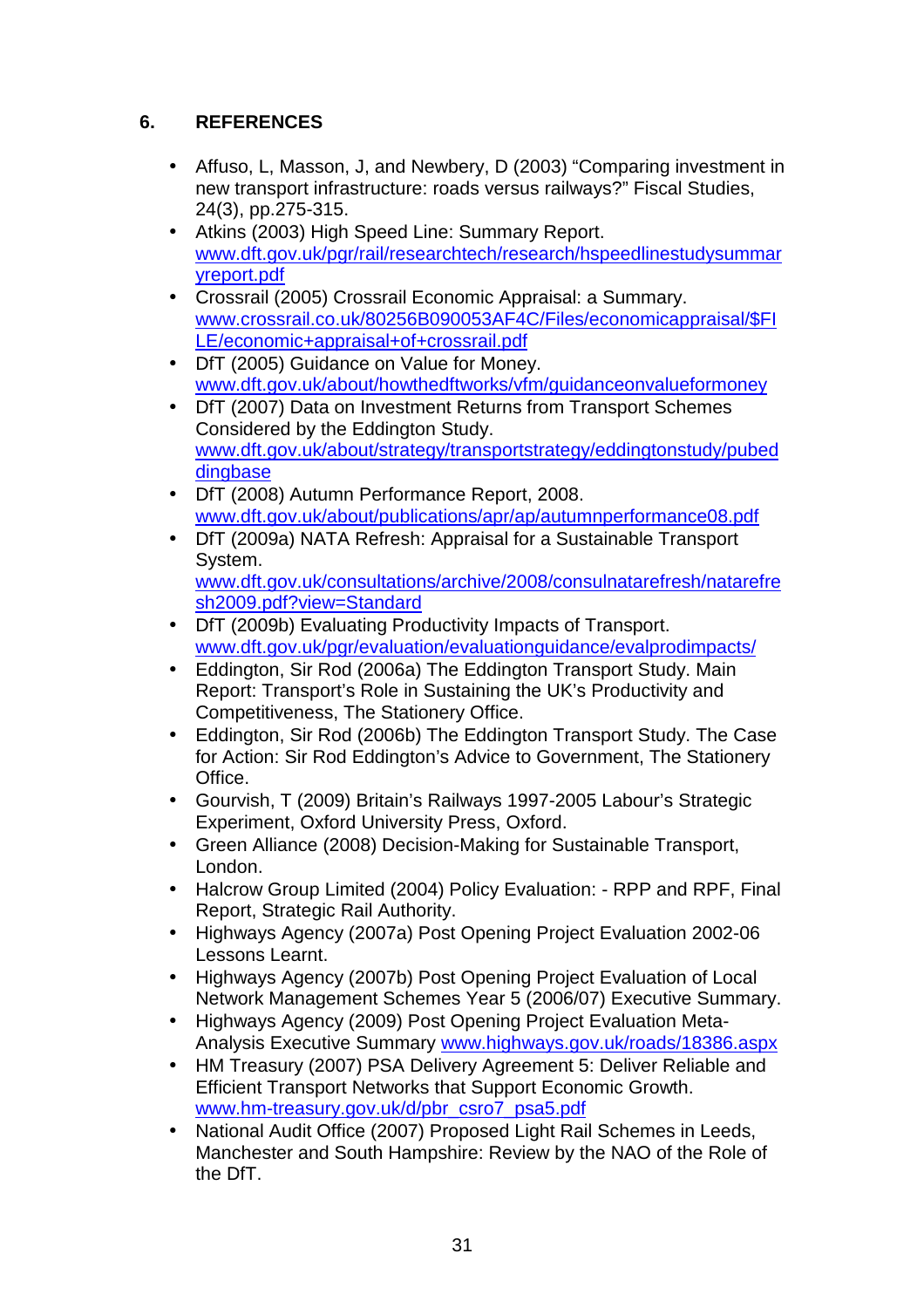## 6. REFERENCES

- Affuso, L, Masson, J, and Newbery, D (2003) "Comparing investment in new transport infrastructure: roads versus railways?" Fiscal Studies, 24(3), pp.275-315.
- Atkins (2003) High Speed Line: Summary Report. www.dft.gov.uk/pgr/rail/researchtech/research/hspeedlinestudysummaryreport.pdf
- Crossrail (2005) Crossrail Economic Appraisal: a Summary. www.crossrail.co.uk/80256B090053AF4C/Files/economicappraisal/$FILE/economic+appraisal+of+crossrail.pdf
- DfT (2005) Guidance on Value for Money. www.dft.gov.uk/about/howthedftworks/vfm/guidanceonvalueformoney
- DfT (2007) Data on Investment Returns from Transport Schemes Considered by the Eddington Study. www.dft.gov.uk/about/strategy/transportstrategy/eddingtonstudy/pubeddingbase
- DfT (2008) Autumn Performance Report, 2008. www.dft.gov.uk/about/publications/apr/ap/autumnperformance08.pdf
- DfT (2009a) NATA Refresh: Appraisal for a Sustainable Transport System. www.dft.gov.uk/consultations/archive/2008/consulnatarefresh/natarefresh2009.pdf?view=Standard
- DfT (2009b) Evaluating Productivity Impacts of Transport. www.dft.gov.uk/pgr/evaluation/evaluationguidance/evalprodimpacts/
- Eddington, Sir Rod (2006a) The Eddington Transport Study. Main Report: Transport's Role in Sustaining the UK's Productivity and Competitiveness, The Stationery Office.
- Eddington, Sir Rod (2006b) The Eddington Transport Study. The Case for Action: Sir Rod Eddington's Advice to Government, The Stationery Office.
- Gourvish, T (2009) Britain's Railways 1997-2005 Labour's Strategic Experiment, Oxford University Press, Oxford.
- Green Alliance (2008) Decision-Making for Sustainable Transport, London.
- Halcrow Group Limited (2004) Policy Evaluation: - RPP and RPF, Final Report, Strategic Rail Authority.
- Highways Agency (2007a) Post Opening Project Evaluation 2002-06 Lessons Learnt.
- Highways Agency (2007b) Post Opening Project Evaluation of Local Network Management Schemes Year 5 (2006/07) Executive Summary.
- Highways Agency (2009) Post Opening Project Evaluation Meta-Analysis Executive Summary www.highways.gov.uk/roads/18386.aspx
- HM Treasury (2007) PSA Delivery Agreement 5: Deliver Reliable and Efficient Transport Networks that Support Economic Growth. www.hm-treasury.gov.uk/d/pbr_csro7_psa5.pdf
- National Audit Office (2007) Proposed Light Rail Schemes in Leeds, Manchester and South Hampshire: Review by the NAO of the Role of the DfT.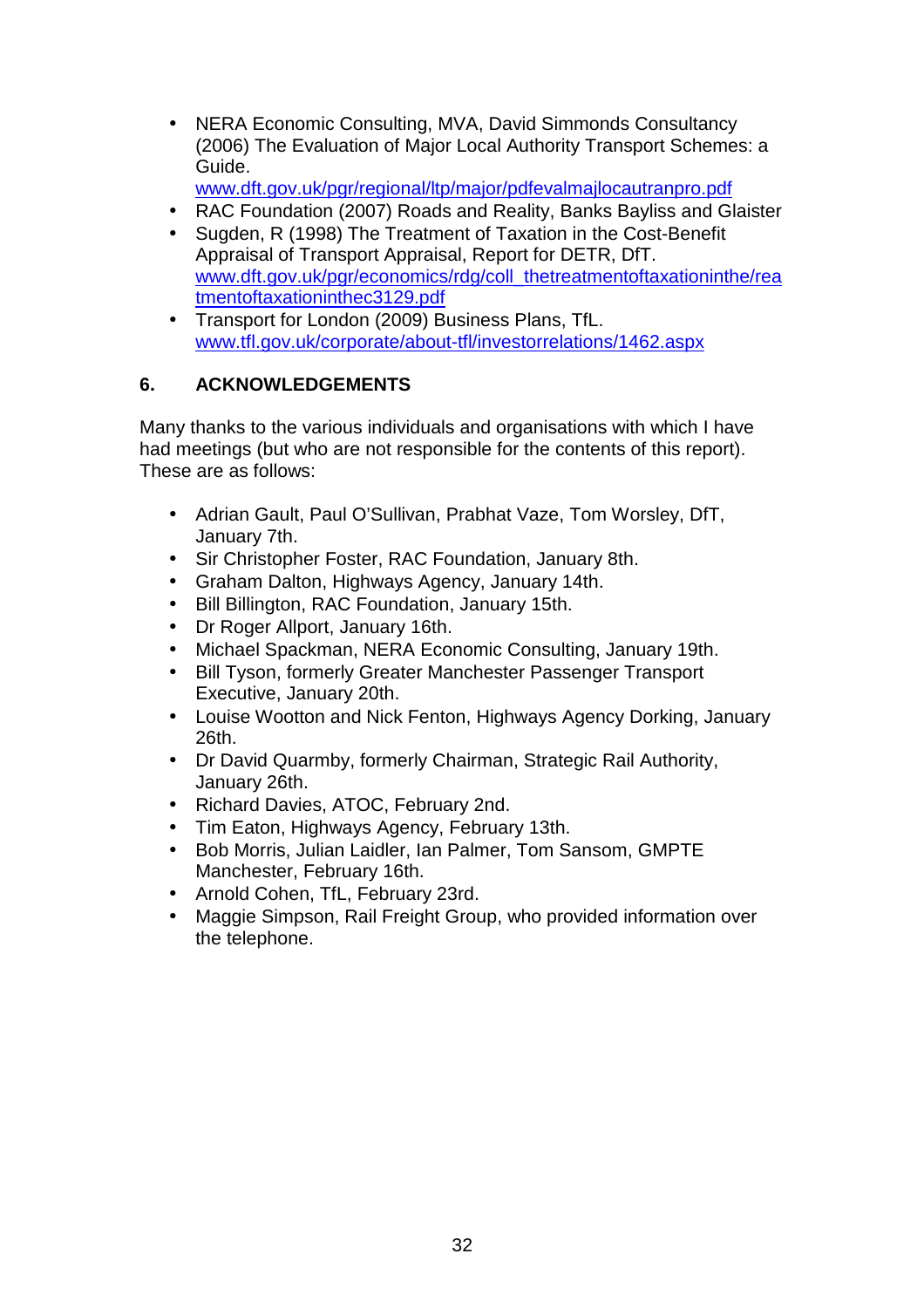- NERA Economic Consulting, MVA, David Simmonds Consultancy (2006) The Evaluation of Major Local Authority Transport Schemes: a Guide. www.dft.gov.uk/pgr/regional/ltp/major/pdfevalmajlocautranpro.pdf
- RAC Foundation (2007) Roads and Reality, Banks Bayliss and Glaister
- Sugden, R (1998) The Treatment of Taxation in the Cost-Benefit Appraisal of Transport Appraisal, Report for DETR, DfT. www.dft.gov.uk/pgr/economics/rdg/coll_thetreatmentoftaxationinthe/treatmentoftaxationinthec3129.pdf
- Transport for London (2009) Business Plans, TfL. www.tfl.gov.uk/corporate/about-tfl/investorrelations/1462.aspx

## 6. ACKNOWLEDGEMENTS

Many thanks to the various individuals and organisations with which I have had meetings (but who are not responsible for the contents of this report). These are as follows:

- Adrian Gault, Paul O'Sullivan, Prabhat Vaze, Tom Worsley, DfT, January 7th.
- Sir Christopher Foster, RAC Foundation, January 8th.
- Graham Dalton, Highways Agency, January 14th.
- Bill Billington, RAC Foundation, January 15th.
- Dr Roger Allport, January 16th.
- Michael Spackman, NERA Economic Consulting, January 19th.
- Bill Tyson, formerly Greater Manchester Passenger Transport Executive, January 20th.
- Louise Wootton and Nick Fenton, Highways Agency Dorking, January 26th.
- Dr David Quarmby, formerly Chairman, Strategic Rail Authority, January 26th.
- Richard Davies, ATOC, February 2nd.
- Tim Eaton, Highways Agency, February 13th.
- Bob Morris, Julian Laidler, Ian Palmer, Tom Sansom, GMPTE Manchester, February 16th.
- Arnold Cohen, TfL, February 23rd.
- Maggie Simpson, Rail Freight Group, who provided information over the telephone.